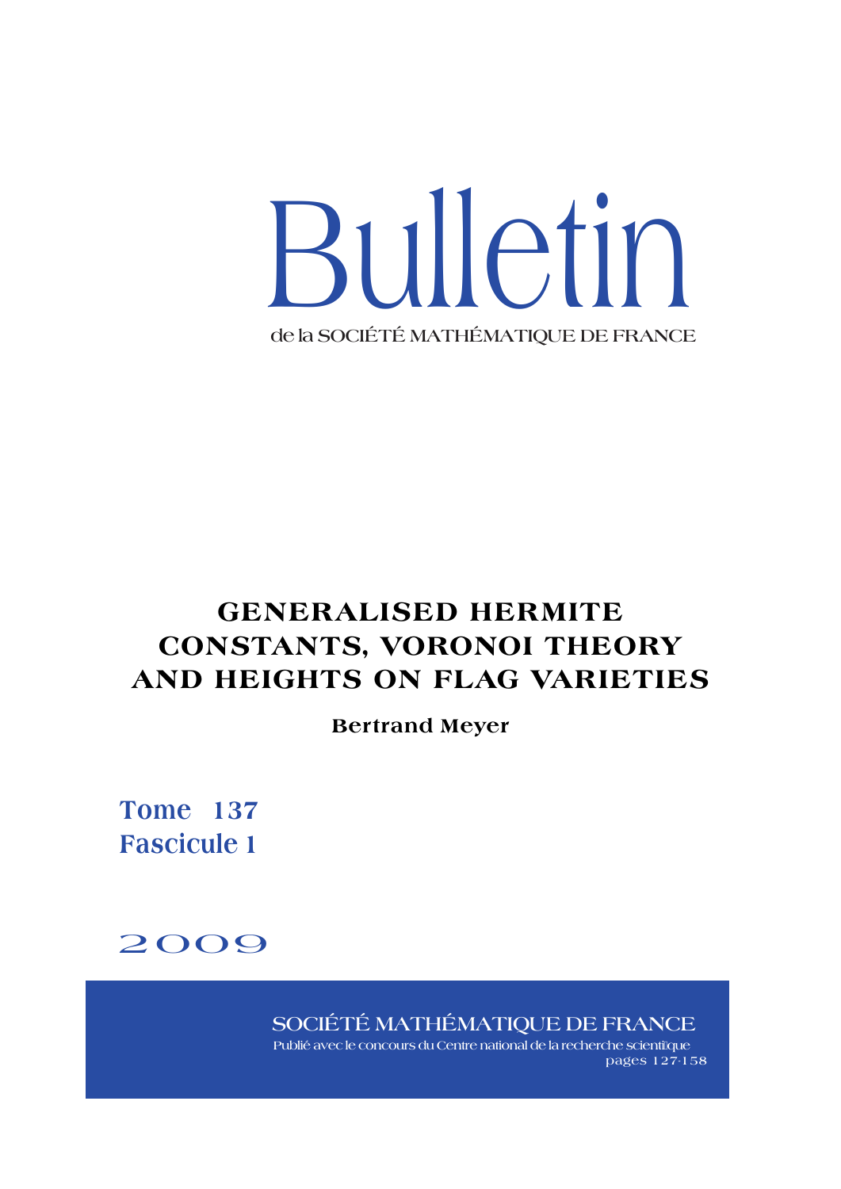# Bulletin

de la SOCIÉTÉ MATHÉMATIQUE DE FRANCE

## GENERALISED HERMITE CONSTANTS, VORONOI THEORY AND HEIGHTS ON FLAG VARIETIES

**Bertrand Meyer**

**Tome 137**
**Fascicule 1**

2009

SOCIÉTÉ MATHÉMATIQUE DE FRANCE

Publié avec le concours du Centre national de la recherche scientifique

pages 127-158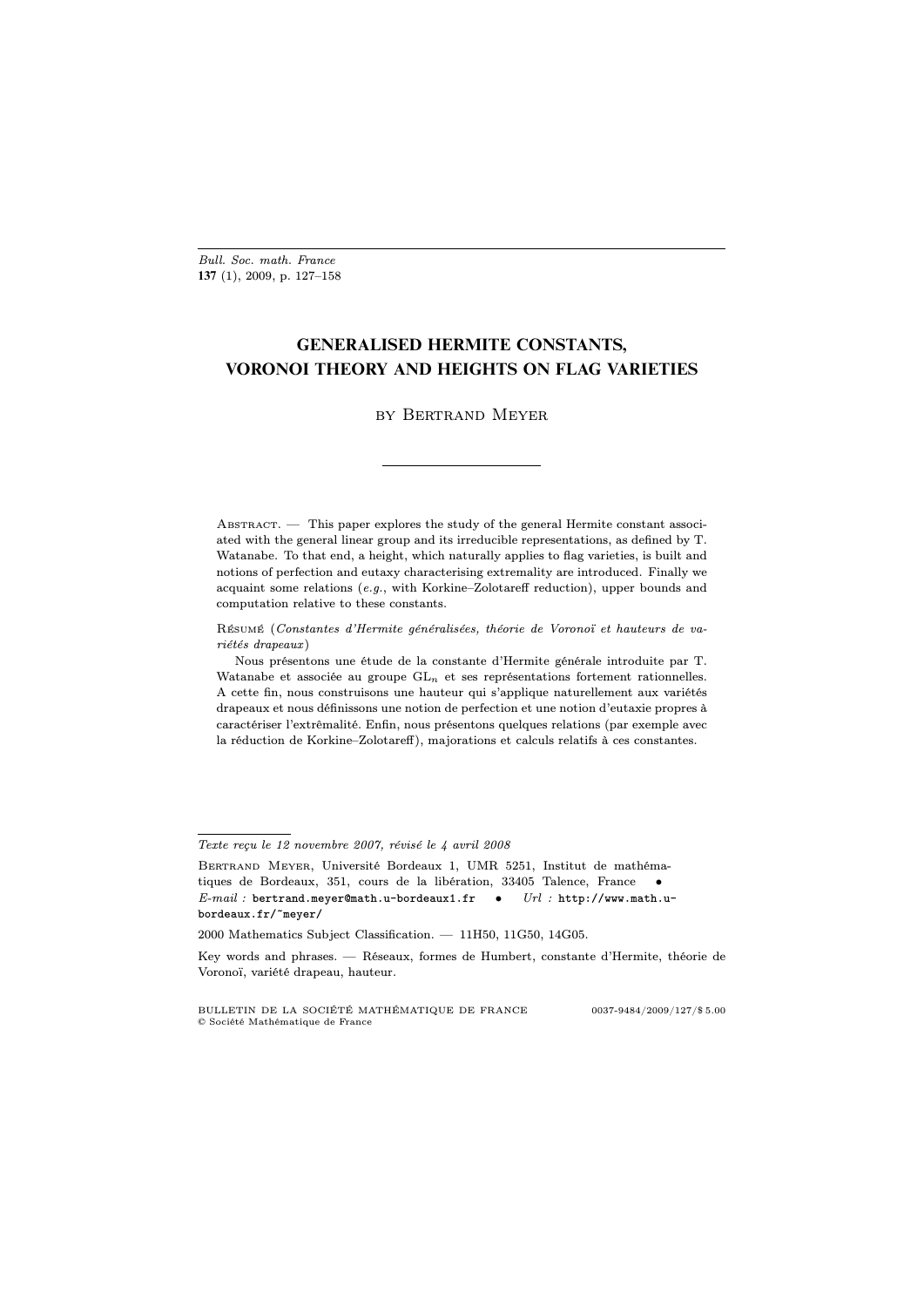Bull. Soc. math. France
**137** (1), 2009, p. 127–158

# GENERALISED HERMITE CONSTANTS, VORONOI THEORY AND HEIGHTS ON FLAG VARIETIES

by Bertrand Meyer

Abstract. — This paper explores the study of the general Hermite constant associated with the general linear group and its irreducible representations, as defined by T. Watanabe. To that end, a height, which naturally applies to flag varieties, is built and notions of perfection and eutaxy characterising extremality are introduced. Finally we acquaint some relations (*e.g.*, with Korkine–Zolotareff reduction), upper bounds and computation relative to these constants.

Résumé (*Constantes d'Hermite généralisées, théorie de Voronoï et hauteurs de variétés drapeaux*)

Nous présentons une étude de la constante d'Hermite générale introduite par T. Watanabe et associée au groupe $\mathrm{GL}_n$ et ses représentations fortement rationnelles. A cette fin, nous construisons une hauteur qui s'applique naturellement aux variétés drapeaux et nous définissons une notion de perfection et une notion d'eutaxie propres à caractériser l'extrêmalité. Enfin, nous présentons quelques relations (par exemple avec la réduction de Korkine–Zolotareff), majorations et calculs relatifs à ces constantes.

---

*Texte reçu le 12 novembre 2007, révisé le 4 avril 2008*

Bertrand Meyer, Université Bordeaux 1, UMR 5251, Institut de mathématiques de Bordeaux, 351, cours de la libération, 33405 Talence, France • *E-mail :* `bertrand.meyer@math.u-bordeaux1.fr` • *Url :* `http://www.math.u-bordeaux.fr/~meyer/`

2000 Mathematics Subject Classification. — 11H50, 11G50, 14G05.

Key words and phrases. — Réseaux, formes de Humbert, constante d'Hermite, théorie de Voronoï, variété drapeau, hauteur.

BULLETIN DE LA SOCIÉTÉ MATHÉMATIQUE DE FRANCE 0037-9484/2009/127/$ 5.00
© Société Mathématique de France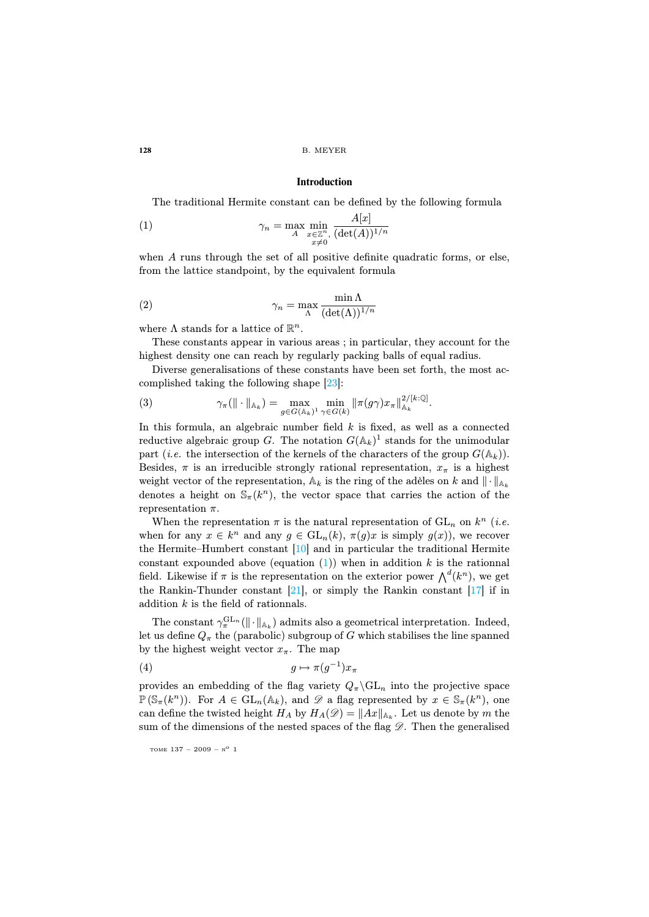## Introduction

The traditional Hermite constant can be defined by the following formula

$$\gamma_n = \max_A \min_{\substack{x\in\mathbb{Z}^n,\\ x\neq 0}} \frac{A[x]}{(\det(A))^{1/n}} \tag{1}$$

when $A$ runs through the set of all positive definite quadratic forms, or else, from the lattice standpoint, by the equivalent formula

$$\gamma_n = \max_\Lambda \frac{\min \Lambda}{(\det(\Lambda))^{1/n}} \tag{2}$$

where $\Lambda$ stands for a lattice of $\mathbb{R}^n$.

These constants appear in various areas ; in particular, they account for the highest density one can reach by regularly packing balls of equal radius.

Diverse generalisations of these constants have been set forth, the most accomplished taking the following shape [23]:

$$\gamma_\pi(\|\cdot\|_{\mathbb{A}_k}) = \max_{g\in G(\mathbb{A}_k)^1} \min_{\gamma\in G(k)} \|\pi(g\gamma)x_\pi\|_{\mathbb{A}_k}^{2/[k:\mathbb{Q}]}. \tag{3}$$

In this formula, an algebraic number field $k$ is fixed, as well as a connected reductive algebraic group $G$. The notation $G(\mathbb{A}_k)^1$ stands for the unimodular part (*i.e.* the intersection of the kernels of the characters of the group $G(\mathbb{A}_k)$). Besides, $\pi$ is an irreducible strongly rational representation, $x_\pi$ is a highest weight vector of the representation, $\mathbb{A}_k$ is the ring of the adèles on $k$ and $\|\cdot\|_{\mathbb{A}_k}$ denotes a height on $\mathbb{S}_\pi(k^n)$, the vector space that carries the action of the representation $\pi$.

When the representation $\pi$ is the natural representation of $\mathrm{GL}_n$ on $k^n$ (*i.e.* when for any $x\in k^n$ and any $g\in \mathrm{GL}_n(k)$, $\pi(g)x$ is simply $g(x)$), we recover the Hermite–Humbert constant [10] and in particular the traditional Hermite constant expounded above (equation (1)) when in addition $k$ is the rationnal field. Likewise if $\pi$ is the representation on the exterior power $\bigwedge^d(k^n)$, we get the Rankin-Thunder constant [21], or simply the Rankin constant [17] if in addition $k$ is the field of rationnals.

The constant $\gamma_\pi^{\mathrm{GL}_n}(\|\cdot\|_{\mathbb{A}_k})$ admits also a geometrical interpretation. Indeed, let us define $Q_\pi$ the (parabolic) subgroup of $G$ which stabilises the line spanned by the highest weight vector $x_\pi$. The map

$$g \mapsto \pi(g^{-1})x_\pi \tag{4}$$

provides an embedding of the flag variety $Q_\pi\backslash\mathrm{GL}_n$ into the projective space $\mathbb{P}(\mathbb{S}_\pi(k^n))$. For $A\in \mathrm{GL}_n(\mathbb{A}_k)$, and $\mathscr{D}$ a flag represented by $x\in\mathbb{S}_\pi(k^n)$, one can define the twisted height $H_A$ by $H_A(\mathscr{D}) = \|Ax\|_{\mathbb{A}_k}$. Let us denote by $m$ the sum of the dimensions of the nested spaces of the flag $\mathscr{D}$. Then the generalised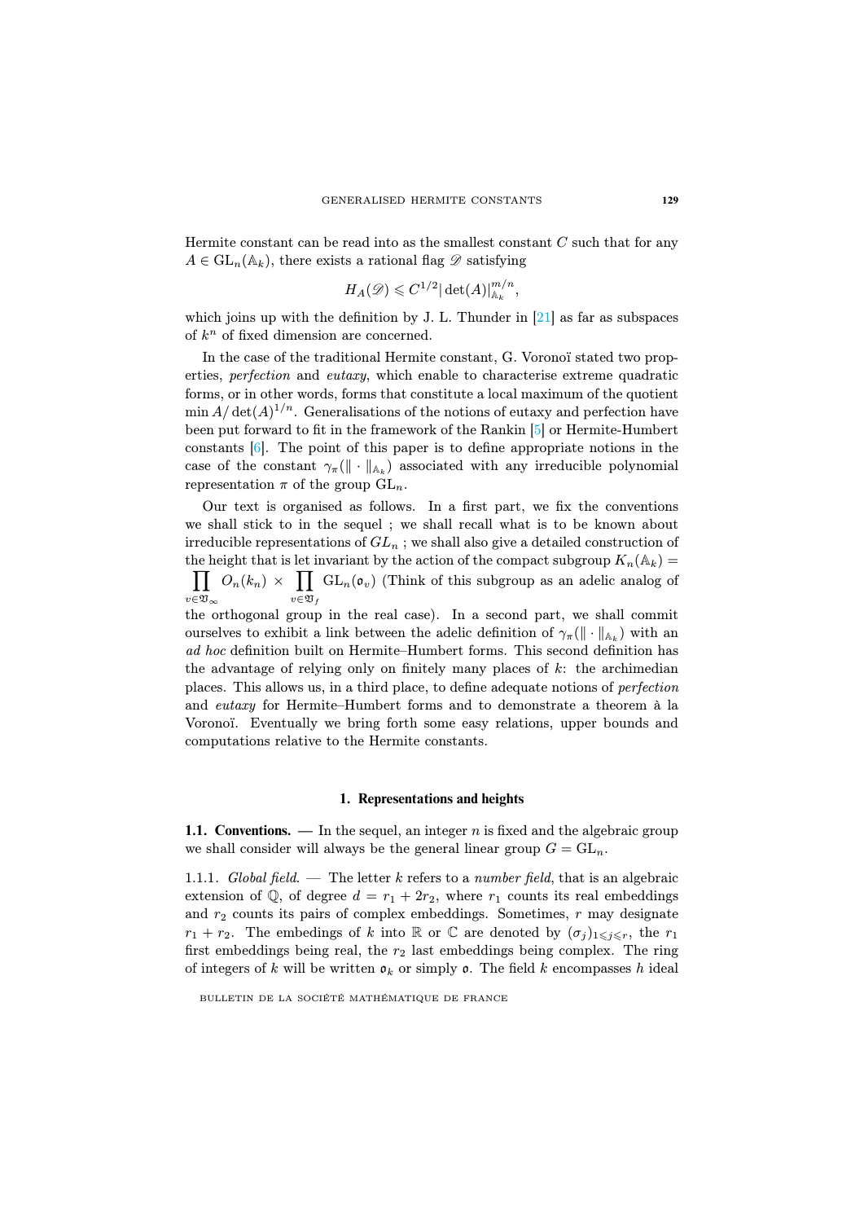Hermite constant can be read into as the smallest constant $C$ such that for any $A \in \mathrm{GL}_n(\mathbb{A}_k)$, there exists a rational flag $\mathscr{D}$ satisfying

$$H_A(\mathscr{D}) \leqslant C^{1/2} |\det(A)|_{\mathbb{A}_k}^{m/n},$$

which joins up with the definition by J. L. Thunder in [21] as far as subspaces of $k^n$ of fixed dimension are concerned.

In the case of the traditional Hermite constant, G. Voronoï stated two properties, *perfection* and *eutaxy*, which enable to characterise extreme quadratic forms, or in other words, forms that constitute a local maximum of the quotient $\min A/\det(A)^{1/n}$. Generalisations of the notions of eutaxy and perfection have been put forward to fit in the framework of the Rankin [5] or Hermite-Humbert constants [6]. The point of this paper is to define appropriate notions in the case of the constant $\gamma_\pi(\| \cdot \|_{\mathbb{A}_k})$ associated with any irreducible polynomial representation $\pi$ of the group $\mathrm{GL}_n$.

Our text is organised as follows. In a first part, we fix the conventions we shall stick to in the sequel ; we shall recall what is to be known about irreducible representations of $GL_n$ ; we shall also give a detailed construction of the height that is let invariant by the action of the compact subgroup $K_n(\mathbb{A}_k) = \prod_{v \in \mathfrak{V}_\infty} O_n(k_n) \times \prod_{v \in \mathfrak{V}_f} \mathrm{GL}_n(\mathfrak{o}_v)$ (Think of this subgroup as an adelic analog of the orthogonal group in the real case). In a second part, we shall commit ourselves to exhibit a link between the adelic definition of $\gamma_\pi(\| \cdot \|_{\mathbb{A}_k})$ with an *ad hoc* definition built on Hermite–Humbert forms. This second definition has the advantage of relying only on finitely many places of $k$: the archimedian places. This allows us, in a third place, to define adequate notions of *perfection* and *eutaxy* for Hermite–Humbert forms and to demonstrate a theorem à la Voronoï. Eventually we bring forth some easy relations, upper bounds and computations relative to the Hermite constants.

## 1. Representations and heights

**1.1. Conventions.** — In the sequel, an integer $n$ is fixed and the algebraic group we shall consider will always be the general linear group $G = \mathrm{GL}_n$.

1.1.1. *Global field.* — The letter $k$ refers to a *number field*, that is an algebraic extension of $\mathbb{Q}$, of degree $d = r_1 + 2r_2$, where $r_1$ counts its real embeddings and $r_2$ counts its pairs of complex embeddings. Sometimes, $r$ may designate $r_1 + r_2$. The embedings of $k$ into $\mathbb{R}$ or $\mathbb{C}$ are denoted by $(\sigma_j)_{1 \leqslant j \leqslant r}$, the $r_1$ first embeddings being real, the $r_2$ last embeddings being complex. The ring of integers of $k$ will be written $\mathfrak{o}_k$ or simply $\mathfrak{o}$. The field $k$ encompasses $h$ ideal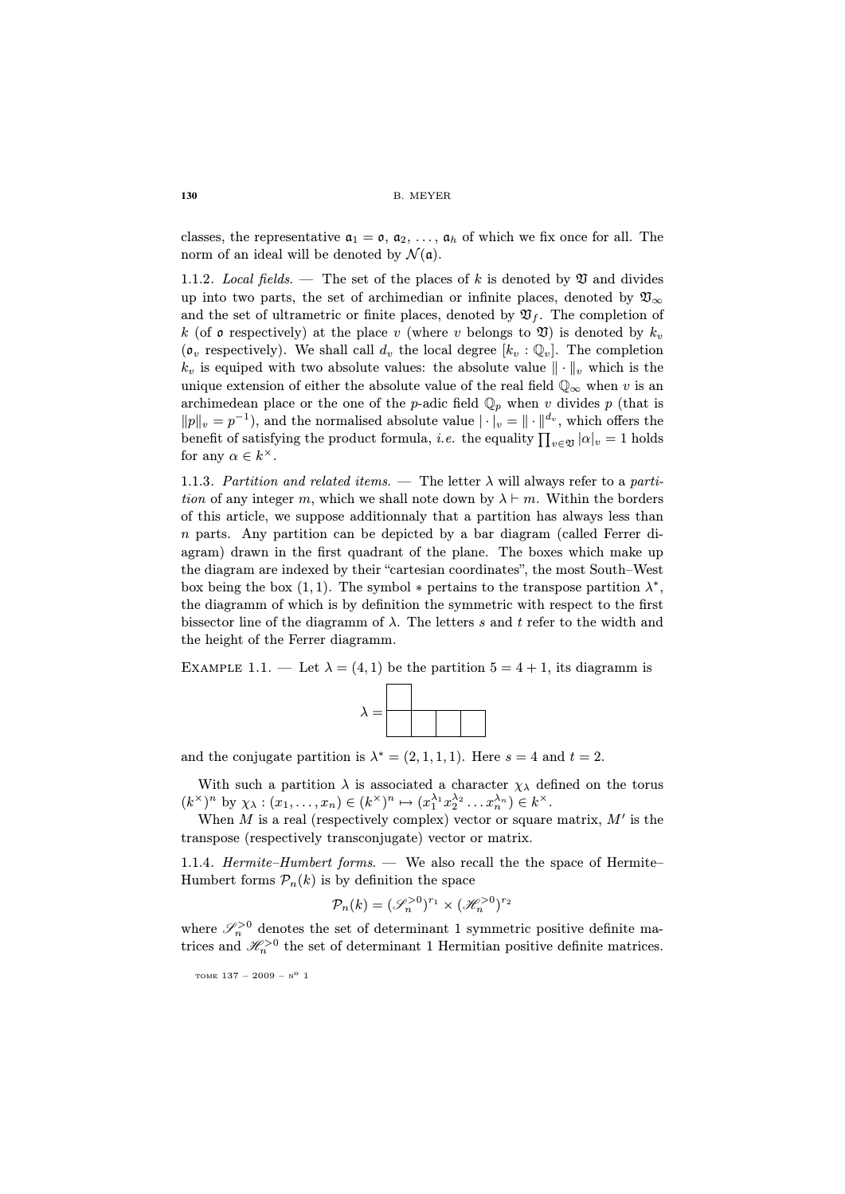classes, the representative $\mathfrak{a}_1 = \mathfrak{o}$, $\mathfrak{a}_2, \ldots, \mathfrak{a}_h$ of which we fix once for all. The norm of an ideal will be denoted by $\mathcal{N}(\mathfrak{a})$.

1.1.2. *Local fields.* — The set of the places of $k$ is denoted by $\mathfrak{V}$ and divides up into two parts, the set of archimedian or infinite places, denoted by $\mathfrak{V}_\infty$ and the set of ultrametric or finite places, denoted by $\mathfrak{V}_f$. The completion of $k$ (of $\mathfrak{o}$ respectively) at the place $v$ (where $v$ belongs to $\mathfrak{V}$) is denoted by $k_v$ ($\mathfrak{o}_v$ respectively). We shall call $d_v$ the local degree $[k_v : \mathbb{Q}_v]$. The completion $k_v$ is equiped with two absolute values: the absolute value $\|\cdot\|_v$ which is the unique extension of either the absolute value of the real field $\mathbb{Q}_\infty$ when $v$ is an archimedean place or the one of the $p$-adic field $\mathbb{Q}_p$ when $v$ divides $p$ (that is $\|p\|_v = p^{-1}$), and the normalised absolute value $|\cdot|_v = \|\cdot\|^{d_v}$, which offers the benefit of satisfying the product formula, *i.e.* the equality $\prod_{v \in \mathfrak{V}} |\alpha|_v = 1$ holds for any $\alpha \in k^\times$.

1.1.3. *Partition and related items.* — The letter $\lambda$ will always refer to a *partition* of any integer $m$, which we shall note down by $\lambda \vdash m$. Within the borders of this article, we suppose additionnaly that a partition has always less than $n$ parts. Any partition can be depicted by a bar diagram (called Ferrer diagram) drawn in the first quadrant of the plane. The boxes which make up the diagram are indexed by their "cartesian coordinates", the most South–West box being the box $(1, 1)$. The symbol $*$ pertains to the transpose partition $\lambda^*$, the diagramm of which is by definition the symmetric with respect to the first bissector line of the diagramm of $\lambda$. The letters $s$ and $t$ refer to the width and the height of the Ferrer diagramm.

EXAMPLE 1.1. — Let $\lambda = (4, 1)$ be the partition $5 = 4 + 1$, its diagramm is

$$\lambda = \begin{array}{|c|c|c|c|}\cline{1-1} \;\; & \multicolumn{3}{c}{} \\ \hline \;\; & \;\; & \;\; & \;\; \\ \hline \end{array}$$

and the conjugate partition is $\lambda^* = (2, 1, 1, 1)$. Here $s = 4$ and $t = 2$.

With such a partition $\lambda$ is associated a character $\chi_\lambda$ defined on the torus $(k^\times)^n$ by $\chi_\lambda : (x_1, \ldots, x_n) \in (k^\times)^n \mapsto (x_1^{\lambda_1} x_2^{\lambda_2} \ldots x_n^{\lambda_n}) \in k^\times$.

When $M$ is a real (respectively complex) vector or square matrix, $M'$ is the transpose (respectively transconjugate) vector or matrix.

1.1.4. *Hermite–Humbert forms.* — We also recall the the space of Hermite–Humbert forms $\mathcal{P}_n(k)$ is by definition the space

$$\mathcal{P}_n(k) = (\mathscr{S}_n^{>0})^{r_1} \times (\mathscr{H}_n^{>0})^{r_2}$$

where $\mathscr{S}_n^{>0}$ denotes the set of determinant 1 symmetric positive definite matrices and $\mathscr{H}_n^{>0}$ the set of determinant 1 Hermitian positive definite matrices.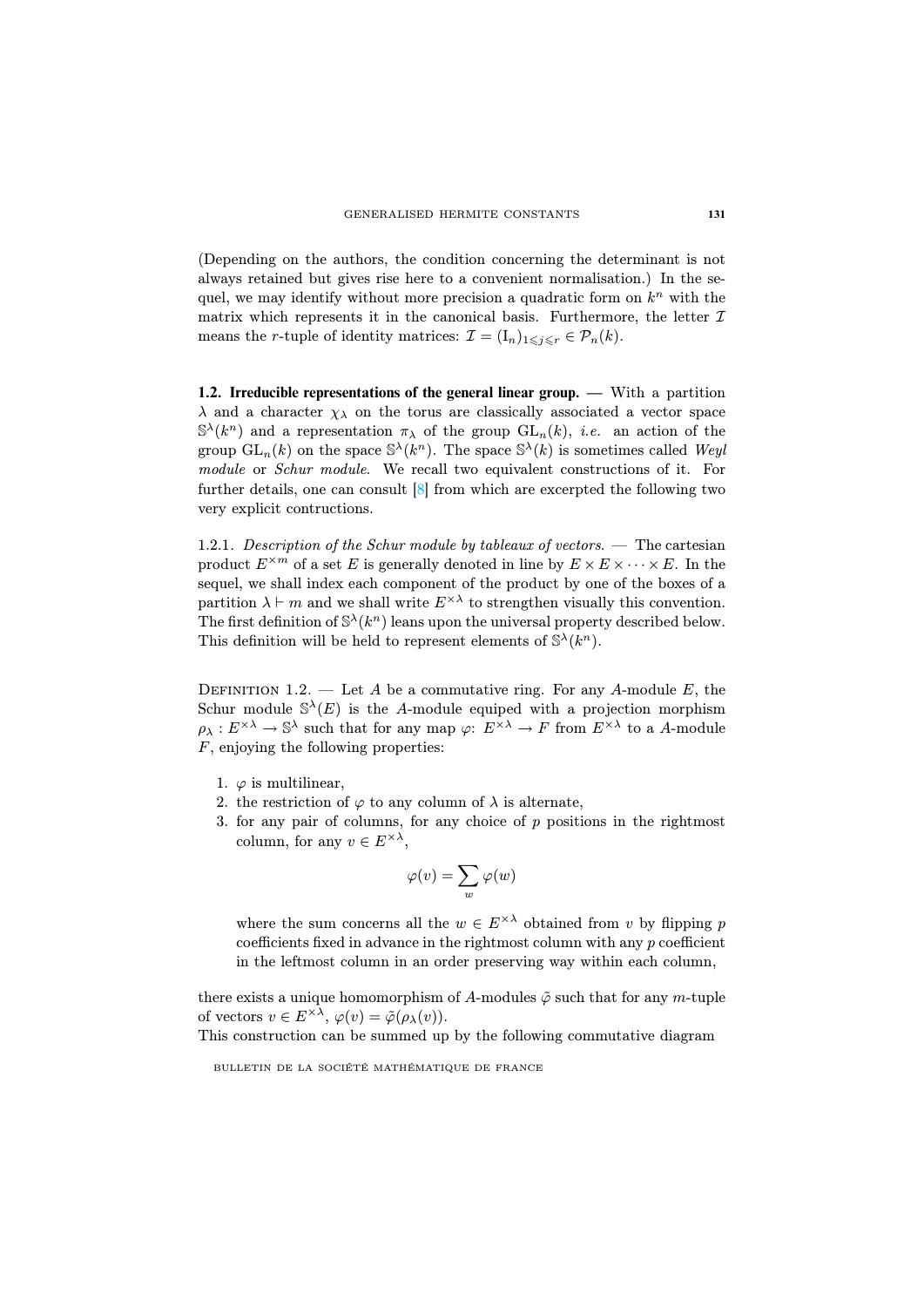(Depending on the authors, the condition concerning the determinant is not always retained but gives rise here to a convenient normalisation.) In the sequel, we may identify without more precision a quadratic form on $k^n$ with the matrix which represents it in the canonical basis. Furthermore, the letter $\mathcal{I}$ means the $r$-tuple of identity matrices: $\mathcal{I} = (\mathrm{I}_n)_{1\leqslant j\leqslant r} \in \mathcal{P}_n(k)$.

**1.2. Irreducible representations of the general linear group.** — With a partition $\lambda$ and a character $\chi_\lambda$ on the torus are classically associated a vector space $\mathbb{S}^\lambda(k^n)$ and a representation $\pi_\lambda$ of the group $\mathrm{GL}_n(k)$, *i.e.* an action of the group $\mathrm{GL}_n(k)$ on the space $\mathbb{S}^\lambda(k^n)$. The space $\mathbb{S}^\lambda(k)$ is sometimes called *Weyl module* or *Schur module*. We recall two equivalent constructions of it. For further details, one can consult [8] from which are excerpted the following two very explicit contructions.

1.2.1. *Description of the Schur module by tableaux of vectors.* — The cartesian product $E^{\times m}$ of a set $E$ is generally denoted in line by $E \times E \times \cdots \times E$. In the sequel, we shall index each component of the product by one of the boxes of a partition $\lambda \vdash m$ and we shall write $E^{\times\lambda}$ to strengthen visually this convention. The first definition of $\mathbb{S}^\lambda(k^n)$ leans upon the universal property described below. This definition will be held to represent elements of $\mathbb{S}^\lambda(k^n)$.

Definition 1.2. — Let $A$ be a commutative ring. For any $A$-module $E$, the Schur module $\mathbb{S}^\lambda(E)$ is the $A$-module equiped with a projection morphism $\rho_\lambda : E^{\times\lambda} \to \mathbb{S}^\lambda$ such that for any map $\varphi$: $E^{\times\lambda} \to F$ from $E^{\times\lambda}$ to a $A$-module $F$, enjoying the following properties:

1. $\varphi$ is multilinear,
2. the restriction of $\varphi$ to any column of $\lambda$ is alternate,
3. for any pair of columns, for any choice of $p$ positions in the rightmost column, for any $v \in E^{\times\lambda}$,

$$\varphi(v) = \sum_w \varphi(w)$$

   where the sum concerns all the $w \in E^{\times\lambda}$ obtained from $v$ by flipping $p$ coefficients fixed in advance in the rightmost column with any $p$ coefficient in the leftmost column in an order preserving way within each column,

there exists a unique homomorphism of $A$-modules $\tilde{\varphi}$ such that for any $m$-tuple of vectors $v \in E^{\times\lambda}$, $\varphi(v) = \tilde{\varphi}(\rho_\lambda(v))$.

This construction can be summed up by the following commutative diagram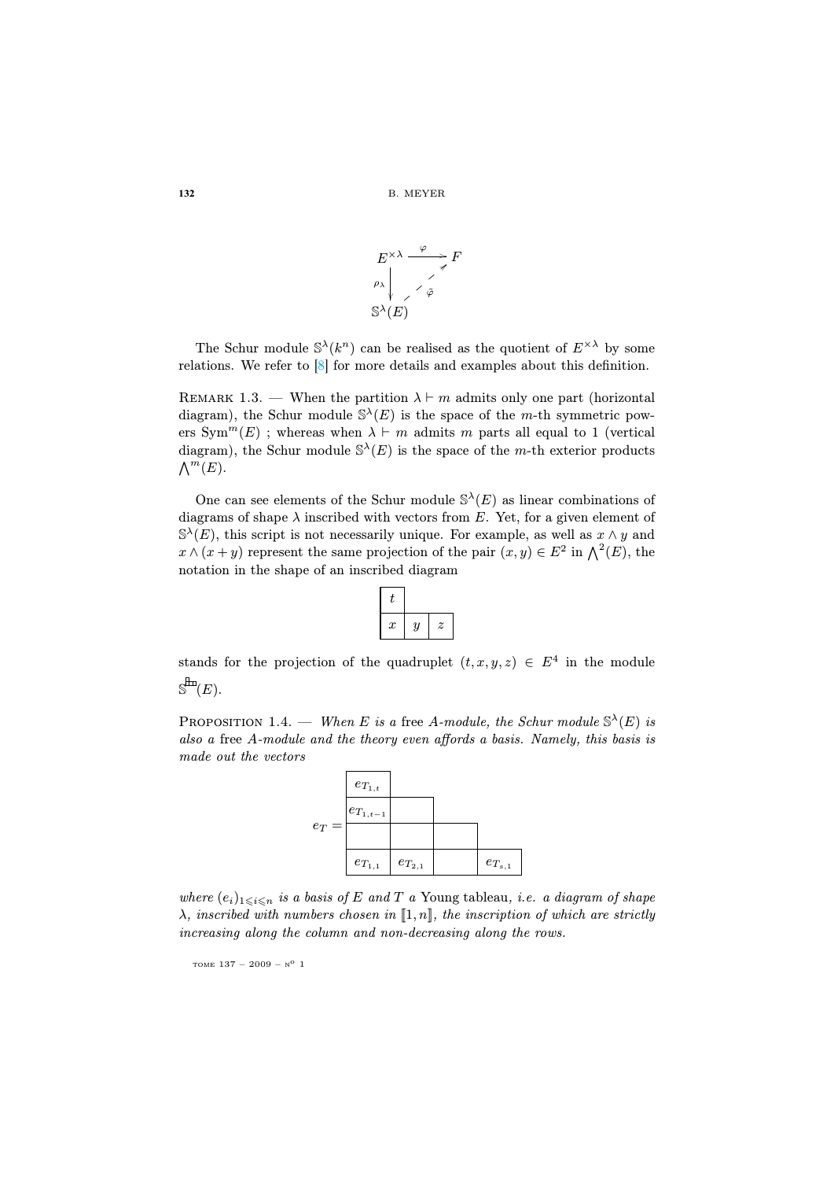$$\begin{array}{ccc} E^{\times\lambda} & \xrightarrow{\varphi} & F \\ {\scriptstyle\rho_\lambda}\downarrow & \nearrow_{\tilde{\varphi}} & \\ \mathbb{S}^\lambda(E) & & \end{array}$$

The Schur module $\mathbb{S}^\lambda(k^n)$ can be realised as the quotient of $E^{\times\lambda}$ by some relations. We refer to [8] for more details and examples about this definition.

Remark 1.3. — When the partition $\lambda \vdash m$ admits only one part (horizontal diagram), the Schur module $\mathbb{S}^\lambda(E)$ is the space of the $m$-th symmetric powers $\mathrm{Sym}^m(E)$ ; whereas when $\lambda \vdash m$ admits $m$ parts all equal to 1 (vertical diagram), the Schur module $\mathbb{S}^\lambda(E)$ is the space of the $m$-th exterior products $\bigwedge^m(E)$.

One can see elements of the Schur module $\mathbb{S}^\lambda(E)$ as linear combinations of diagrams of shape $\lambda$ inscribed with vectors from $E$. Yet, for a given element of $\mathbb{S}^\lambda(E)$, this script is not necessarily unique. For example, as well as $x \wedge y$ and $x \wedge (x+y)$ represent the same projection of the pair $(x,y) \in E^2$ in $\bigwedge^2(E)$, the notation in the shape of an inscribed diagram

$$\begin{array}{|c|cc}\hline t & & \\ \hline x & \multicolumn{1}{|c|}{y} & \multicolumn{1}{c|}{z} \\ \hline \end{array}$$

stands for the projection of the quadruplet $(t,x,y,z) \in E^4$ in the module $\mathbb{S}^{\tiny\begin{array}{|c|}\hline \\ \hline \end{array}\!\!\begin{array}{|c|c|}\hline \\ \hline\end{array}}(E)$.

Proposition 1.4. — *When $E$ is a* free *$A$-module, the Schur module $\mathbb{S}^\lambda(E)$ is also a* free *$A$-module and the theory even affords a basis. Namely, this basis is made out the vectors*

$$e_T = \begin{array}{|c|cccc}\hline e_{T_{1,t}} & & & \\ \hline e_{T_{1,t-1}} & \multicolumn{1}{|c|}{} & & \\ \hline & \multicolumn{1}{|c|}{} & \multicolumn{1}{c|}{} & \\ \hline e_{T_{1,1}} & \multicolumn{1}{|c|}{e_{T_{2,1}}} & \multicolumn{1}{c|}{} & \multicolumn{1}{c|}{e_{T_{s,1}}} \\ \hline \end{array}$$

*where $(e_i)_{1\leqslant i\leqslant n}$ is a basis of $E$ and $T$ a* Young tableau*, i.e. a diagram of shape $\lambda$, inscribed with numbers chosen in $[\![1,n]\!]$, the inscription of which are strictly increasing along the column and non-decreasing along the rows.*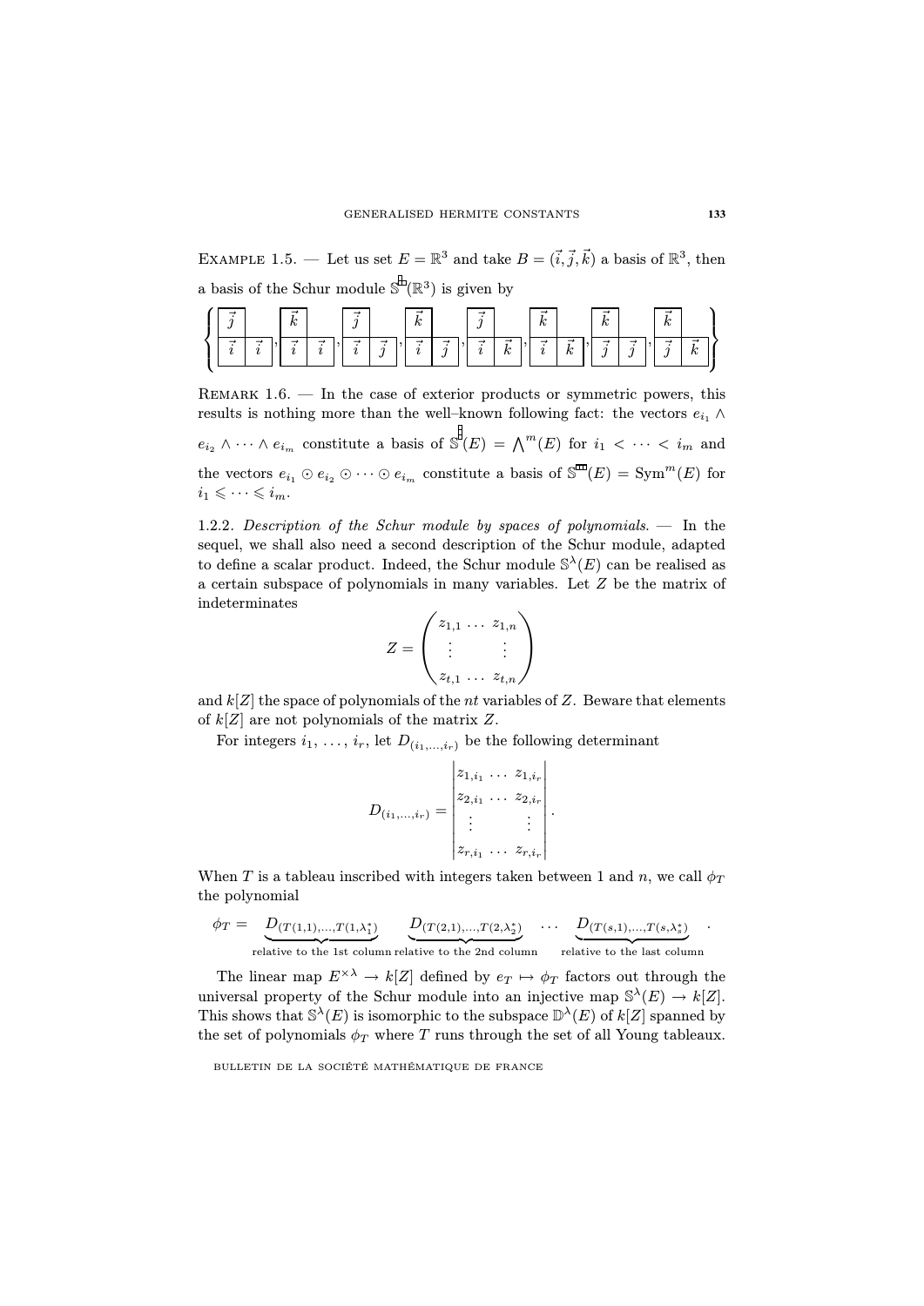EXAMPLE 1.5. — Let us set $E = \mathbb{R}^3$ and take $B = (\vec{i}, \vec{j}, \vec{k})$ a basis of $\mathbb{R}^3$, then a basis of the Schur module $\mathbb{S}^{\square\!\square}(\mathbb{R}^3)$ is given by

$$\left\{ \begin{array}{|c|c} \hline \vec{j} \\ \hline \vec{i} & \vec{i} \\ \hline \end{array}, \begin{array}{|c|c} \hline \vec{k} \\ \hline \vec{i} & \vec{i} \\ \hline \end{array}, \begin{array}{|c|c} \hline \vec{j} \\ \hline \vec{i} & \vec{j} \\ \hline \end{array}, \begin{array}{|c|c} \hline \vec{k} \\ \hline \vec{i} & \vec{j} \\ \hline \end{array}, \begin{array}{|c|c} \hline \vec{j} \\ \hline \vec{i} & \vec{k} \\ \hline \end{array}, \begin{array}{|c|c} \hline \vec{k} \\ \hline \vec{i} & \vec{k} \\ \hline \end{array}, \begin{array}{|c|c} \hline \vec{k} \\ \hline \vec{j} & \vec{j} \\ \hline \end{array}, \begin{array}{|c|c} \hline \vec{k} \\ \hline \vec{j} & \vec{k} \\ \hline \end{array} \right\}$$

REMARK 1.6. — In the case of exterior products or symmetric powers, this results is nothing more than the well–known following fact: the vectors $e_{i_1} \wedge e_{i_2} \wedge \cdots \wedge e_{i_m}$ constitute a basis of $\mathbb{S}^{\Box}(E) = \bigwedge^m(E)$ for $i_1 < \cdots < i_m$ and the vectors $e_{i_1} \odot e_{i_2} \odot \cdots \odot e_{i_m}$ constitute a basis of $\mathbb{S}^{\Box\Box\Box}(E) = \mathrm{Sym}^m(E)$ for $i_1 \leqslant \cdots \leqslant i_m$.

1.2.2. *Description of the Schur module by spaces of polynomials.* — In the sequel, we shall also need a second description of the Schur module, adapted to define a scalar product. Indeed, the Schur module $\mathbb{S}^\lambda(E)$ can be realised as a certain subspace of polynomials in many variables. Let $Z$ be the matrix of indeterminates

$$Z = \begin{pmatrix} z_{1,1} & \dots & z_{1,n} \\ \vdots & & \vdots \\ z_{t,1} & \dots & z_{t,n} \end{pmatrix}$$

and $k[Z]$ the space of polynomials of the $nt$ variables of $Z$. Beware that elements of $k[Z]$ are not polynomials of the matrix $Z$.

For integers $i_1, \ldots, i_r$, let $D_{(i_1,\ldots,i_r)}$ be the following determinant

$$D_{(i_1,\ldots,i_r)} = \begin{vmatrix} z_{1,i_1} & \dots & z_{1,i_r} \\ z_{2,i_1} & \dots & z_{2,i_r} \\ \vdots & & \vdots \\ z_{r,i_1} & \dots & z_{r,i_r} \end{vmatrix}.$$

When $T$ is a tableau inscribed with integers taken between 1 and $n$, we call $\phi_T$ the polynomial

$$\phi_T = \underbrace{D_{(T(1,1),\ldots,T(1,\lambda_1^*))}}_{\text{relative to the 1st column}} \underbrace{D_{(T(2,1),\ldots,T(2,\lambda_2^*))}}_{\text{relative to the 2nd column}} \cdots \underbrace{D_{(T(s,1),\ldots,T(s,\lambda_s^*))}}_{\text{relative to the last column}}.$$

The linear map $E^{\times\lambda} \to k[Z]$ defined by $e_T \mapsto \phi_T$ factors out through the universal property of the Schur module into an injective map $\mathbb{S}^\lambda(E) \to k[Z]$. This shows that $\mathbb{S}^\lambda(E)$ is isomorphic to the subspace $\mathbb{D}^\lambda(E)$ of $k[Z]$ spanned by the set of polynomials $\phi_T$ where $T$ runs through the set of all Young tableaux.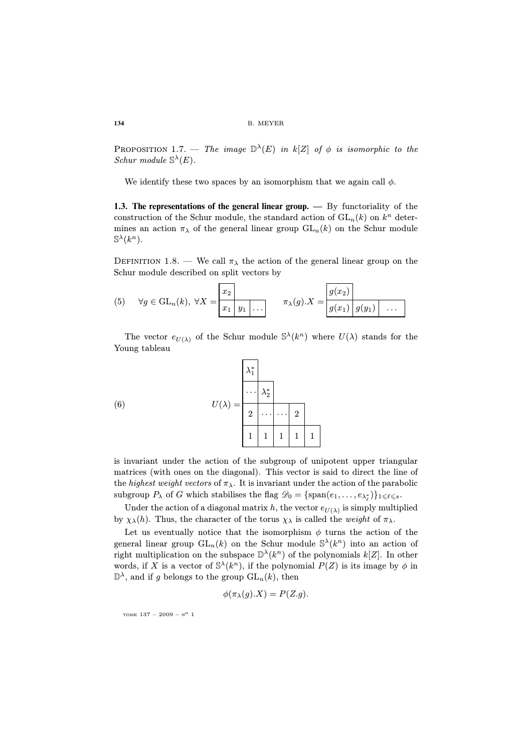Proposition 1.7. — *The image $\mathbb{D}^\lambda(E)$ in $k[Z]$ of $\phi$ is isomorphic to the Schur module $\mathbb{S}^\lambda(E)$.*

We identify these two spaces by an isomorphism that we again call $\phi$.

**1.3. The representations of the general linear group.** — By functoriality of the construction of the Schur module, the standard action of $\mathrm{GL}_n(k)$ on $k^n$ determines an action $\pi_\lambda$ of the general linear group $\mathrm{GL}_n(k)$ on the Schur module $\mathbb{S}^\lambda(k^n)$.

Definition 1.8. — We call $\pi_\lambda$ the action of the general linear group on the Schur module described on split vectors by

$$\forall g \in \mathrm{GL}_n(k),\ \forall X = \begin{array}{|c|c|c|}\hline x_2 & & \\ \hline x_1 & y_1 & \cdots \\ \hline\end{array} \qquad \pi_\lambda(g).X = \begin{array}{|c|c|c|}\hline g(x_2) & & \\ \hline g(x_1) & g(y_1) & \cdots \\ \hline\end{array} \tag{5}$$

The vector $e_{U(\lambda)}$ of the Schur module $\mathbb{S}^\lambda(k^n)$ where $U(\lambda)$ stands for the Young tableau

$$U(\lambda) = \begin{array}{|c|c|c|c|c|}\hline \lambda_1^* & & & & \\ \hline \cdots & \lambda_2^* & & & \\ \hline 2 & \cdots & \cdots & 2 & \\ \hline 1 & 1 & 1 & 1 & 1 \\ \hline\end{array} \tag{6}$$

is invariant under the action of the subgroup of unipotent upper triangular matrices (with ones on the diagonal). This vector is said to direct the line of the *highest weight vectors* of $\pi_\lambda$. It is invariant under the action of the parabolic subgroup $P_\lambda$ of $G$ which stabilises the flag $\mathscr{D}_0 = \{\mathrm{span}(e_1, \ldots, e_{\lambda_\ell^*})\}_{1 \leqslant \ell \leqslant s}$.

Under the action of a diagonal matrix $h$, the vector $e_{U(\lambda)}$ is simply multiplied by $\chi_\lambda(h)$. Thus, the character of the torus $\chi_\lambda$ is called the *weight* of $\pi_\lambda$.

Let us eventually notice that the isomorphism $\phi$ turns the action of the general linear group $\mathrm{GL}_n(k)$ on the Schur module $\mathbb{S}^\lambda(k^n)$ into an action of right multiplication on the subspace $\mathbb{D}^\lambda(k^n)$ of the polynomials $k[Z]$. In other words, if $X$ is a vector of $\mathbb{S}^\lambda(k^n)$, if the polynomial $P(Z)$ is its image by $\phi$ in $\mathbb{D}^\lambda$, and if $g$ belongs to the group $\mathrm{GL}_n(k)$, then

$$\phi(\pi_\lambda(g).X) = P(Z.g).$$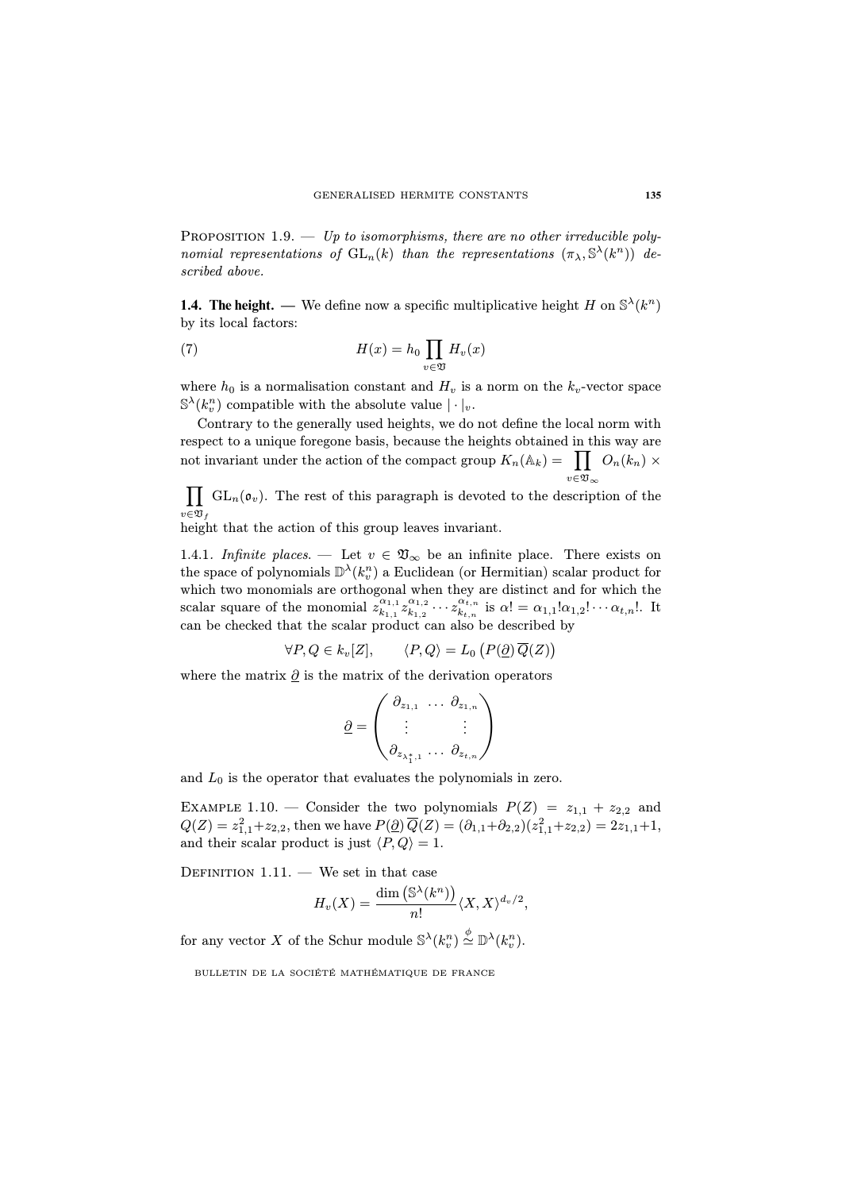PROPOSITION 1.9. — *Up to isomorphisms, there are no other irreducible polynomial representations of* $\mathrm{GL}_n(k)$ *than the representations* $(\pi_\lambda, \mathbb{S}^\lambda(k^n))$ *described above.*

**1.4. The height.** — We define now a specific multiplicative height $H$ on $\mathbb{S}^\lambda(k^n)$ by its local factors:

$$H(x) = h_0 \prod_{v \in \mathfrak{V}} H_v(x) \tag{7}$$

where $h_0$ is a normalisation constant and $H_v$ is a norm on the $k_v$-vector space $\mathbb{S}^\lambda(k_v^n)$ compatible with the absolute value $|\cdot|_v$.

Contrary to the generally used heights, we do not define the local norm with respect to a unique foregone basis, because the heights obtained in this way are not invariant under the action of the compact group $K_n(\mathbb{A}_k) = \prod_{v \in \mathfrak{V}_\infty} O_n(k_n) \times \prod_{v \in \mathfrak{V}_f} \mathrm{GL}_n(\mathfrak{o}_v)$. The rest of this paragraph is devoted to the description of the height that the action of this group leaves invariant.

1.4.1. *Infinite places.* — Let $v \in \mathfrak{V}_\infty$ be an infinite place. There exists on the space of polynomials $\mathbb{D}^\lambda(k_v^n)$ a Euclidean (or Hermitian) scalar product for which two monomials are orthogonal when they are distinct and for which the scalar square of the monomial $z_{k_{1,1}}^{\alpha_{1,1}} z_{k_{1,2}}^{\alpha_{1,2}} \cdots z_{k_{t,n}}^{\alpha_{t,n}}$ is $\alpha! = \alpha_{1,1}!\alpha_{1,2}! \cdots \alpha_{t,n}!$. It can be checked that the scalar product can also be described by

$$\forall P, Q \in k_v[Z], \qquad \langle P, Q \rangle = L_0\left(P(\underline{\partial})\,\overline{Q}(Z)\right)$$

where the matrix $\underline{\partial}$ is the matrix of the derivation operators

$$\underline{\partial} = \begin{pmatrix} \partial_{z_{1,1}} & \dots & \partial_{z_{1,n}} \\ \vdots & & \vdots \\ \partial_{z_{\lambda_1^*,1}} & \dots & \partial_{z_{t,n}} \end{pmatrix}$$

and $L_0$ is the operator that evaluates the polynomials in zero.

EXAMPLE 1.10. — Consider the two polynomials $P(Z) = z_{1,1} + z_{2,2}$ and $Q(Z) = z_{1,1}^2 + z_{2,2}$, then we have $P(\underline{\partial})\,\overline{Q}(Z) = (\partial_{1,1} + \partial_{2,2})(z_{1,1}^2 + z_{2,2}) = 2z_{1,1} + 1$, and their scalar product is just $\langle P, Q \rangle = 1$.

DEFINITION 1.11. — We set in that case

$$H_v(X) = \frac{\dim\left(\mathbb{S}^\lambda(k^n)\right)}{n!} \langle X, X \rangle^{d_v/2},$$

for any vector $X$ of the Schur module $\mathbb{S}^\lambda(k_v^n) \overset{\phi}{\simeq} \mathbb{D}^\lambda(k_v^n)$.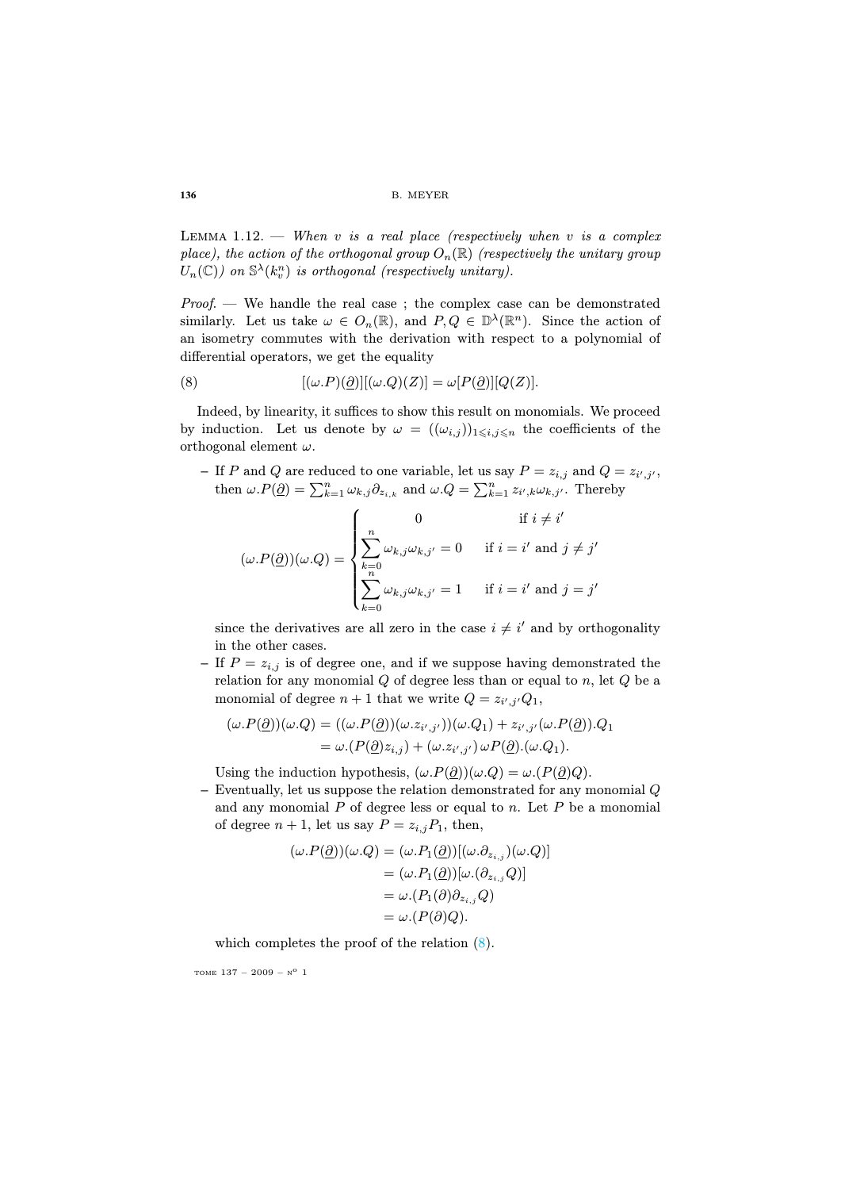Lemma 1.12. — *When $v$ is a real place (respectively when $v$ is a complex place), the action of the orthogonal group $O_n(\mathbb{R})$ (respectively the unitary group $U_n(\mathbb{C})$) on $\mathbb{S}^\lambda(k_v^n)$ is orthogonal (respectively unitary).*

*Proof*. — We handle the real case ; the complex case can be demonstrated similarly. Let us take $\omega \in O_n(\mathbb{R})$, and $P, Q \in \mathbb{D}^\lambda(\mathbb{R}^n)$. Since the action of an isometry commutes with the derivation with respect to a polynomial of differential operators, we get the equality

$$[(\omega.P)(\underline{\partial})][(\omega.Q)(Z)] = \omega[P(\underline{\partial})][Q(Z)]. \tag{8}$$

Indeed, by linearity, it suffices to show this result on monomials. We proceed by induction. Let us denote by $\omega = ((\omega_{i,j}))_{1\leqslant i,j\leqslant n}$ the coefficients of the orthogonal element $\omega$.

- If $P$ and $Q$ are reduced to one variable, let us say $P = z_{i,j}$ and $Q = z_{i',j'}$, then $\omega.P(\underline{\partial}) = \sum_{k=1}^n \omega_{k,j}\partial_{z_{i,k}}$ and $\omega.Q = \sum_{k=1}^n z_{i',k}\omega_{k,j'}$. Thereby

$$(\omega.P(\underline{\partial}))(\omega.Q) = \begin{cases} 0 & \text{if } i \neq i' \\ \displaystyle\sum_{k=0}^n \omega_{k,j}\omega_{k,j'} = 0 & \text{if } i = i' \text{ and } j \neq j' \\ \displaystyle\sum_{k=0}^n \omega_{k,j}\omega_{k,j'} = 1 & \text{if } i = i' \text{ and } j = j' \end{cases}$$

  since the derivatives are all zero in the case $i \neq i'$ and by orthogonality in the other cases.
- If $P = z_{i,j}$ is of degree one, and if we suppose having demonstrated the relation for any monomial $Q$ of degree less than or equal to $n$, let $Q$ be a monomial of degree $n+1$ that we write $Q = z_{i',j'}Q_1$,

$$\begin{aligned}(\omega.P(\underline{\partial}))(\omega.Q) &= ((\omega.P(\underline{\partial}))(\omega.z_{i',j'}))(\omega.Q_1) + z_{i',j'}(\omega.P(\underline{\partial})).Q_1 \\ &= \omega.(P(\underline{\partial})z_{i,j}) + (\omega.z_{i',j'})\,\omega P(\underline{\partial}).(\omega.Q_1).\end{aligned}$$

  Using the induction hypothesis, $(\omega.P(\underline{\partial}))(\omega.Q) = \omega.(P(\underline{\partial})Q)$.
- Eventually, let us suppose the relation demonstrated for any monomial $Q$ and any monomial $P$ of degree less or equal to $n$. Let $P$ be a monomial of degree $n+1$, let us say $P = z_{i,j}P_1$, then,

$$\begin{aligned}(\omega.P(\underline{\partial}))(\omega.Q) &= (\omega.P_1(\underline{\partial}))[(\omega.\partial_{z_{i,j}})(\omega.Q)] \\ &= (\omega.P_1(\underline{\partial}))[\omega.(\partial_{z_{i,j}}Q)] \\ &= \omega.(P_1(\partial)\partial_{z_{i,j}}Q) \\ &= \omega.(P(\partial)Q).\end{aligned}$$

  which completes the proof of the relation (8).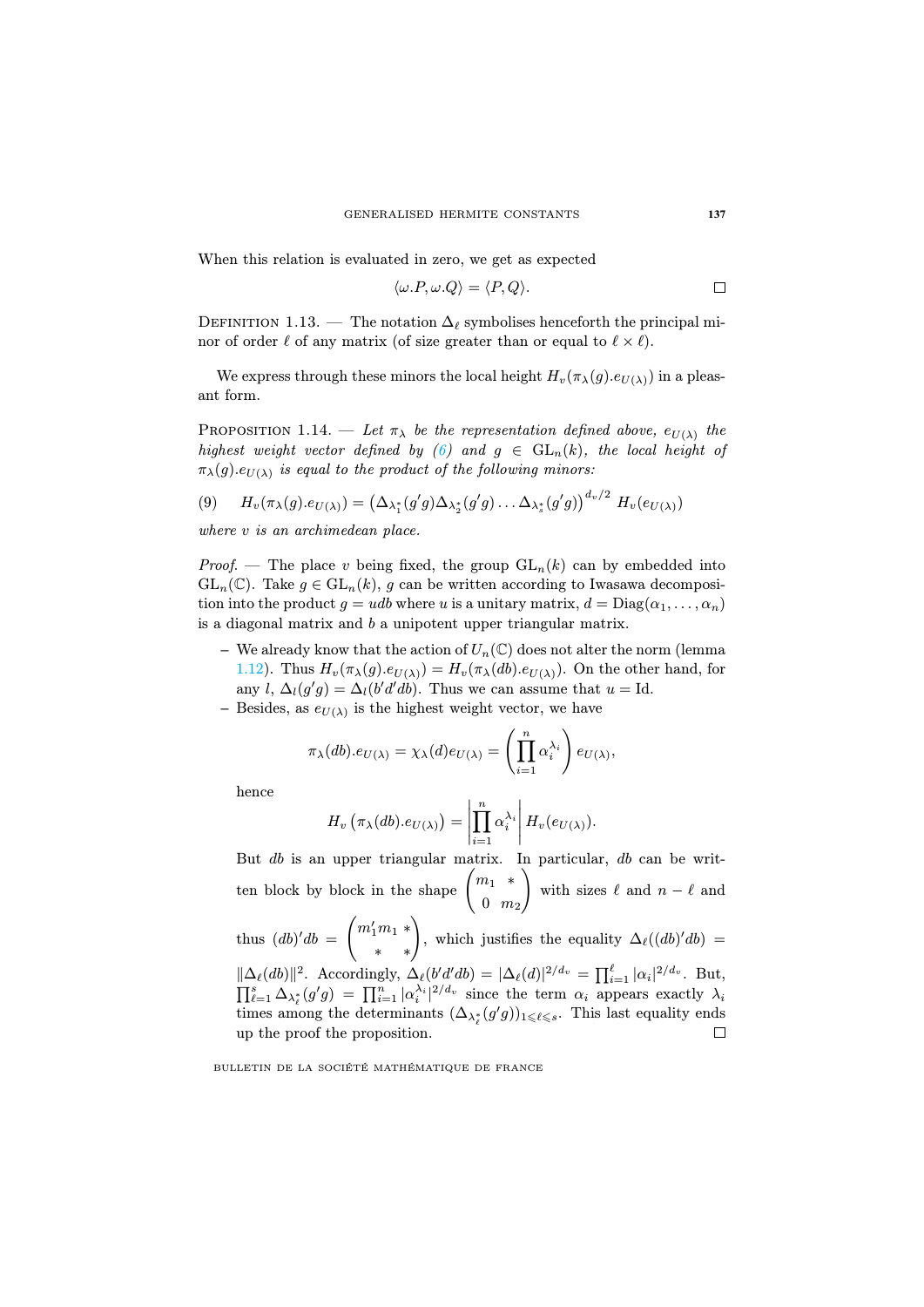When this relation is evaluated in zero, we get as expected

$$\langle \omega.P, \omega.Q\rangle = \langle P, Q\rangle.$$

□

Definition 1.13. — The notation $\Delta_\ell$ symbolises henceforth the principal minor of order $\ell$ of any matrix (of size greater than or equal to $\ell \times \ell$).

We express through these minors the local height $H_v(\pi_\lambda(g).e_{U(\lambda)})$ in a pleasant form.

Proposition 1.14. — *Let $\pi_\lambda$ be the representation defined above, $e_{U(\lambda)}$ the highest weight vector defined by (6) and $g \in \mathrm{GL}_n(k)$, the local height of $\pi_\lambda(g).e_{U(\lambda)}$ is equal to the product of the following minors:*

$$H_v(\pi_\lambda(g).e_{U(\lambda)}) = \left(\Delta_{\lambda_1^*}(g'g)\Delta_{\lambda_2^*}(g'g)\dots\Delta_{\lambda_s^*}(g'g)\right)^{d_v/2} H_v(e_{U(\lambda)}) \tag{9}$$

*where $v$ is an archimedean place.*

*Proof.* — The place $v$ being fixed, the group $\mathrm{GL}_n(k)$ can by embedded into $\mathrm{GL}_n(\mathbb{C})$. Take $g \in \mathrm{GL}_n(k)$, $g$ can be written according to Iwasawa decomposition into the product $g = udb$ where $u$ is a unitary matrix, $d = \mathrm{Diag}(\alpha_1, \dots, \alpha_n)$ is a diagonal matrix and $b$ a unipotent upper triangular matrix.

- We already know that the action of $U_n(\mathbb{C})$ does not alter the norm (lemma 1.12). Thus $H_v(\pi_\lambda(g).e_{U(\lambda)}) = H_v(\pi_\lambda(db).e_{U(\lambda)})$. On the other hand, for any $l$, $\Delta_l(g'g) = \Delta_l(b'd'db)$. Thus we can assume that $u = \mathrm{Id}$.
- Besides, as $e_{U(\lambda)}$ is the highest weight vector, we have

  $$\pi_\lambda(db).e_{U(\lambda)} = \chi_\lambda(d)e_{U(\lambda)} = \left(\prod_{i=1}^{n}\alpha_i^{\lambda_i}\right)e_{U(\lambda)},$$

  hence

  $$H_v\left(\pi_\lambda(db).e_{U(\lambda)}\right) = \left|\prod_{i=1}^{n}\alpha_i^{\lambda_i}\right| H_v(e_{U(\lambda)}).$$

  But $db$ is an upper triangular matrix. In particular, $db$ can be written block by block in the shape $\begin{pmatrix} m_1 & * \\ 0 & m_2\end{pmatrix}$ with sizes $\ell$ and $n-\ell$ and thus $(db)'db = \begin{pmatrix} m_1'm_1 & * \\ * & *\end{pmatrix}$, which justifies the equality $\Delta_\ell((db)'db) = \|\Delta_\ell(db)\|^2$. Accordingly, $\Delta_\ell(b'd'db) = |\Delta_\ell(d)|^{2/d_v} = \prod_{i=1}^{\ell}|\alpha_i|^{2/d_v}$. But, $\prod_{\ell=1}^{s}\Delta_{\lambda_\ell^*}(g'g) = \prod_{i=1}^{n}|\alpha_i^{\lambda_i}|^{2/d_v}$ since the term $\alpha_i$ appears exactly $\lambda_i$ times among the determinants $(\Delta_{\lambda_\ell^*}(g'g))_{1\leqslant \ell\leqslant s}$. This last equality ends up the proof the proposition.

□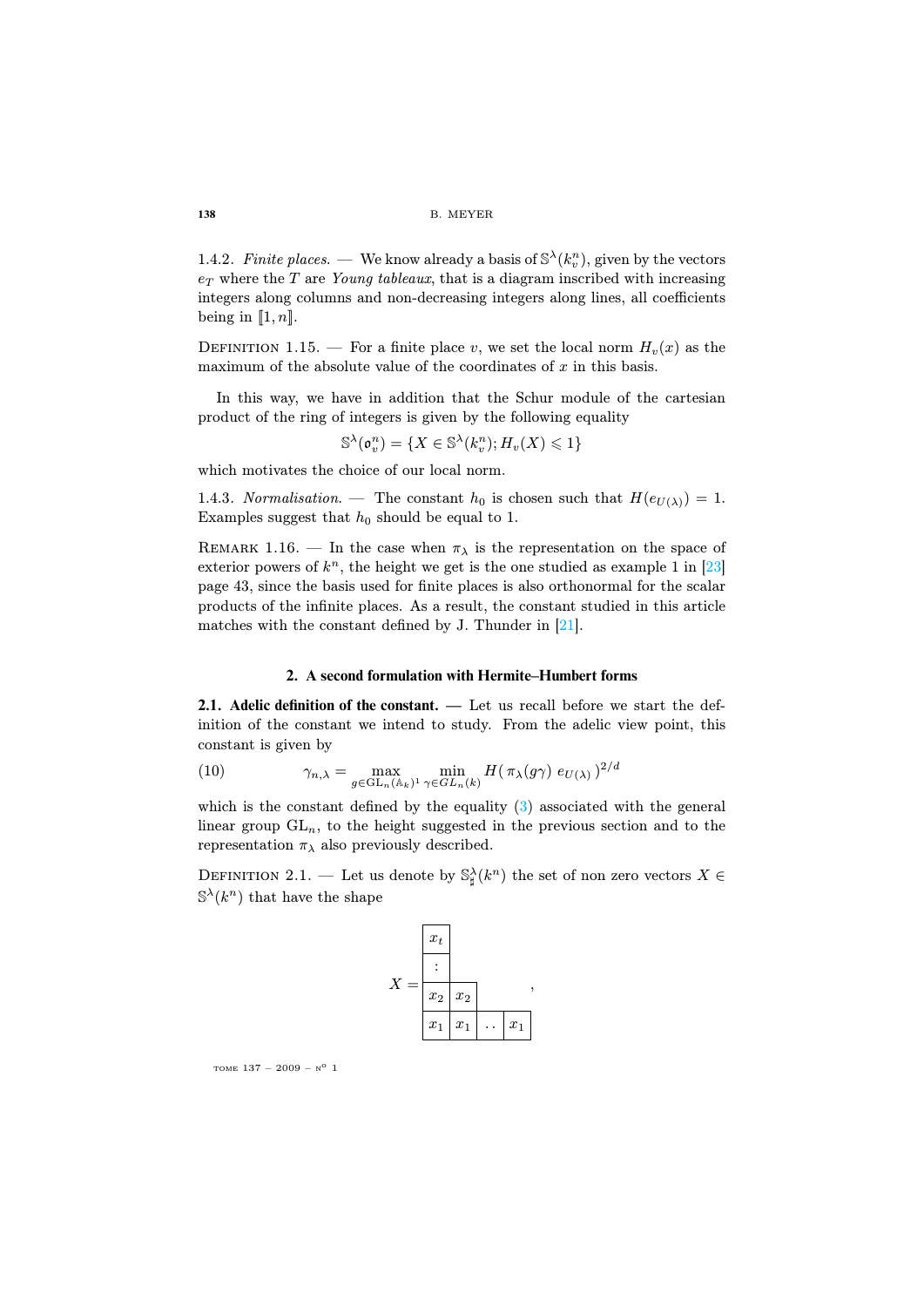1.4.2. *Finite places.* — We know already a basis of $\mathbb{S}^\lambda(k_v^n)$, given by the vectors $e_T$ where the $T$ are *Young tableaux*, that is a diagram inscribed with increasing integers along columns and non-decreasing integers along lines, all coefficients being in $[\![1, n]\!]$.

Definition 1.15. — For a finite place $v$, we set the local norm $H_v(x)$ as the maximum of the absolute value of the coordinates of $x$ in this basis.

In this way, we have in addition that the Schur module of the cartesian product of the ring of integers is given by the following equality

$$\mathbb{S}^\lambda(\mathfrak{o}_v^n) = \{X \in \mathbb{S}^\lambda(k_v^n); H_v(X) \leqslant 1\}$$

which motivates the choice of our local norm.

1.4.3. *Normalisation.* — The constant $h_0$ is chosen such that $H(e_{U(\lambda)}) = 1$. Examples suggest that $h_0$ should be equal to 1.

Remark 1.16. — In the case when $\pi_\lambda$ is the representation on the space of exterior powers of $k^n$, the height we get is the one studied as example 1 in [23] page 43, since the basis used for finite places is also orthonormal for the scalar products of the infinite places. As a result, the constant studied in this article matches with the constant defined by J. Thunder in [21].

## 2. A second formulation with Hermite–Humbert forms

**2.1. Adelic definition of the constant.** — Let us recall before we start the definition of the constant we intend to study. From the adelic view point, this constant is given by

$$\gamma_{n,\lambda} = \max_{g \in \mathrm{GL}_n(\mathbb{A}_k)^1} \min_{\gamma \in GL_n(k)} H(\pi_\lambda(g\gamma)\, e_{U(\lambda)})^{2/d} \tag{10}$$

which is the constant defined by the equality (3) associated with the general linear group $\mathrm{GL}_n$, to the height suggested in the previous section and to the representation $\pi_\lambda$ also previously described.

Definition 2.1. — Let us denote by $\mathbb{S}^\lambda_\sharp(k^n)$ the set of non zero vectors $X \in \mathbb{S}^\lambda(k^n)$ that have the shape

$$X = \begin{array}{|c|cccc} \hline x_t & & & \\ \cline{1-1} \vdots & & & \\ \cline{1-2} x_2 & \multicolumn{1}{|c|}{x_2} & & \\ \hline x_1 & \multicolumn{1}{|c|}{x_1} & \multicolumn{1}{c|}{\cdots} & \multicolumn{1}{c|}{x_1} \\ \hline \end{array}\,,$$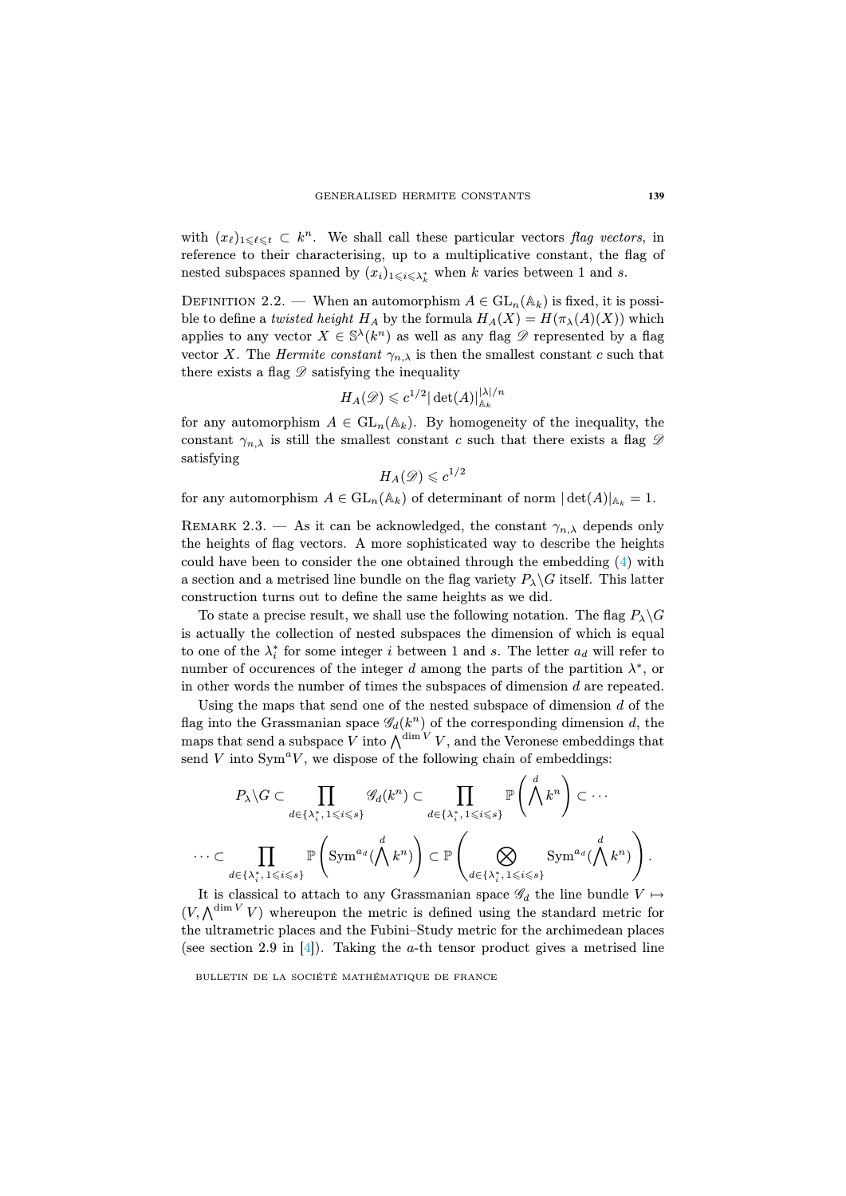with $(x_\ell)_{1\leqslant \ell\leqslant t} \subset k^n$. We shall call these particular vectors *flag vectors*, in reference to their characterising, up to a multiplicative constant, the flag of nested subspaces spanned by $(x_i)_{1\leqslant i\leqslant \lambda_k^*}$ when $k$ varies between 1 and $s$.

Definition 2.2. — When an automorphism $A \in \mathrm{GL}_n(\mathbb{A}_k)$ is fixed, it is possible to define a *twisted height* $H_A$ by the formula $H_A(X) = H(\pi_\lambda(A)(X))$ which applies to any vector $X \in \mathbb{S}^\lambda(k^n)$ as well as any flag $\mathscr{D}$ represented by a flag vector $X$. The *Hermite constant* $\gamma_{n,\lambda}$ is then the smallest constant $c$ such that there exists a flag $\mathscr{D}$ satisfying the inequality

$$H_A(\mathscr{D}) \leqslant c^{1/2} |\det(A)|_{\mathbb{A}_k}^{|\lambda|/n}$$

for any automorphism $A \in \mathrm{GL}_n(\mathbb{A}_k)$. By homogeneity of the inequality, the constant $\gamma_{n,\lambda}$ is still the smallest constant $c$ such that there exists a flag $\mathscr{D}$ satisfying

$$H_A(\mathscr{D}) \leqslant c^{1/2}$$

for any automorphism $A \in \mathrm{GL}_n(\mathbb{A}_k)$ of determinant of norm $|\det(A)|_{\mathbb{A}_k} = 1$.

Remark 2.3. — As it can be acknowledged, the constant $\gamma_{n,\lambda}$ depends only the heights of flag vectors. A more sophisticated way to describe the heights could have been to consider the one obtained through the embedding (4) with a section and a metrised line bundle on the flag variety $P_\lambda\backslash G$ itself. This latter construction turns out to define the same heights as we did.

To state a precise result, we shall use the following notation. The flag $P_\lambda\backslash G$ is actually the collection of nested subspaces the dimension of which is equal to one of the $\lambda_i^*$ for some integer $i$ between 1 and $s$. The letter $a_d$ will refer to number of occurences of the integer $d$ among the parts of the partition $\lambda^*$, or in other words the number of times the subspaces of dimension $d$ are repeated.

Using the maps that send one of the nested subspace of dimension $d$ of the flag into the Grassmanian space $\mathscr{G}_d(k^n)$ of the corresponding dimension $d$, the maps that send a subspace $V$ into $\bigwedge^{\dim V} V$, and the Veronese embeddings that send $V$ into $\mathrm{Sym}^a V$, we dispose of the following chain of embeddings:

$$P_\lambda\backslash G \subset \prod_{d\in\{\lambda_i^*,\, 1\leqslant i\leqslant s\}} \mathscr{G}_d(k^n) \subset \prod_{d\in\{\lambda_i^*,\, 1\leqslant i\leqslant s\}} \mathbb{P}\left(\bigwedge^d k^n\right) \subset \cdots$$

$$\cdots \subset \prod_{d\in\{\lambda_i^*,\, 1\leqslant i\leqslant s\}} \mathbb{P}\left(\mathrm{Sym}^{a_d}(\bigwedge^d k^n)\right) \subset \mathbb{P}\left(\bigotimes_{d\in\{\lambda_i^*,\, 1\leqslant i\leqslant s\}} \mathrm{Sym}^{a_d}(\bigwedge^d k^n)\right).$$

It is classical to attach to any Grassmanian space $\mathscr{G}_d$ the line bundle $V \mapsto (V, \bigwedge^{\dim V} V)$ whereupon the metric is defined using the standard metric for the ultrametric places and the Fubini–Study metric for the archimedean places (see section 2.9 in [4]). Taking the $a$-th tensor product gives a metrised line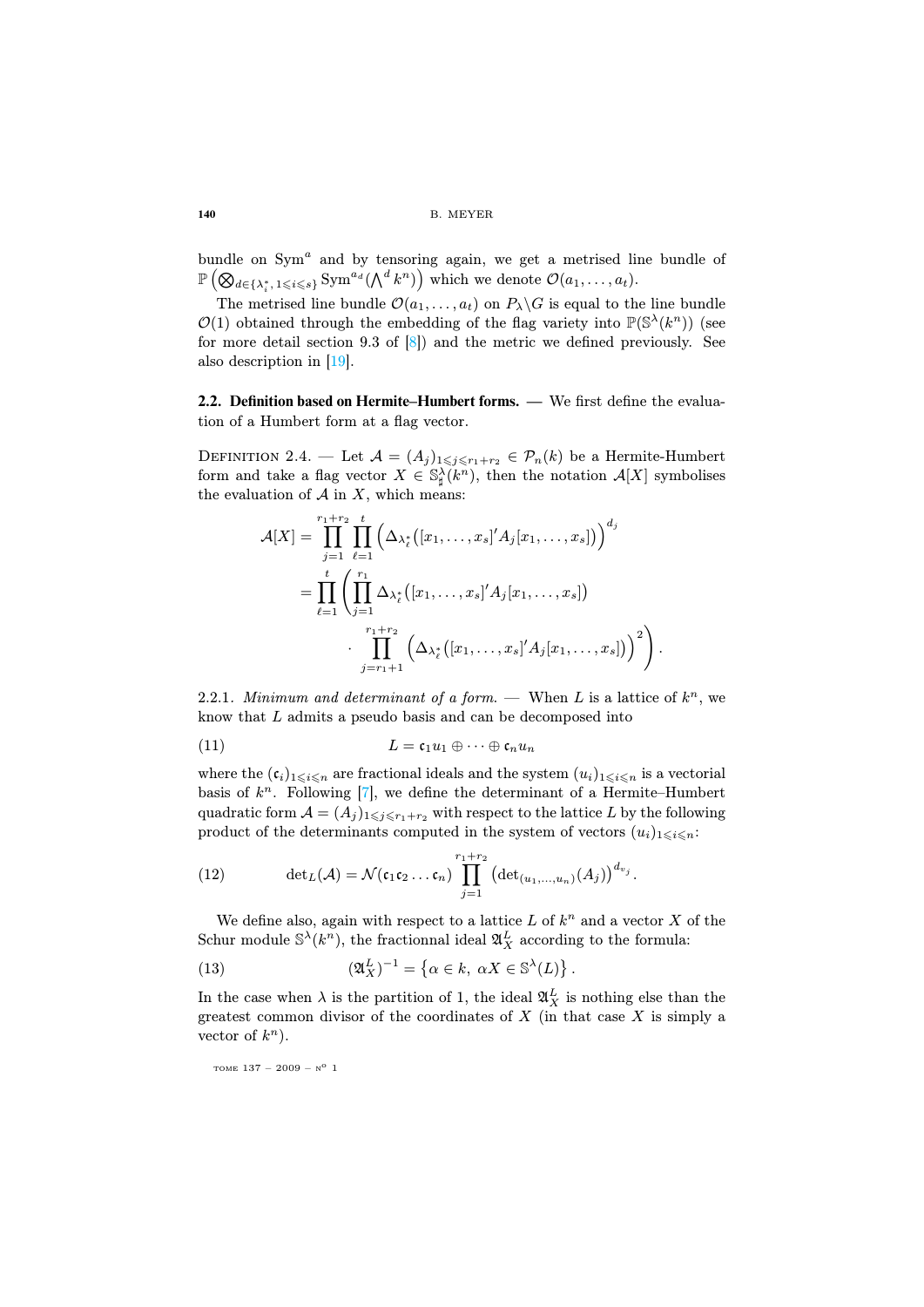bundle on $\mathrm{Sym}^a$ and by tensoring again, we get a metrised line bundle of $\mathbb{P}\left(\bigotimes_{d\in\{\lambda_i^*,\,1\leqslant i\leqslant s\}}\mathrm{Sym}^{a_d}(\bigwedge^d k^n)\right)$ which we denote $\mathcal{O}(a_1,\ldots,a_t)$.

The metrised line bundle $\mathcal{O}(a_1,\ldots,a_t)$ on $P_\lambda\backslash G$ is equal to the line bundle $\mathcal{O}(1)$ obtained through the embedding of the flag variety into $\mathbb{P}(\mathbb{S}^\lambda(k^n))$ (see for more detail section 9.3 of [8]) and the metric we defined previously. See also description in [19].

### 2.2. Definition based on Hermite–Humbert forms.

— We first define the evaluation of a Humbert form at a flag vector.

DEFINITION 2.4. — Let $\mathcal{A}=(A_j)_{1\leqslant j\leqslant r_1+r_2}\in\mathcal{P}_n(k)$ be a Hermite-Humbert form and take a flag vector $X\in\mathbb{S}^\lambda_\sharp(k^n)$, then the notation $\mathcal{A}[X]$ symbolises the evaluation of $\mathcal{A}$ in $X$, which means:

$$
\begin{aligned}
\mathcal{A}[X] &= \prod_{j=1}^{r_1+r_2}\prod_{\ell=1}^{t}\Big(\Delta_{\lambda_\ell^*}\big([x_1,\ldots,x_s]'A_j[x_1,\ldots,x_s]\big)\Big)^{d_j}\\
&= \prod_{\ell=1}^{t}\left(\prod_{j=1}^{r_1}\Delta_{\lambda_\ell^*}\big([x_1,\ldots,x_s]'A_j[x_1,\ldots,x_s]\big)\right.\\
&\qquad\left.\cdot\prod_{j=r_1+1}^{r_1+r_2}\Big(\Delta_{\lambda_\ell^*}\big([x_1,\ldots,x_s]'A_j[x_1,\ldots,x_s]\big)\Big)^2\right).
\end{aligned}
$$

2.2.1. *Minimum and determinant of a form.* — When $L$ is a lattice of $k^n$, we know that $L$ admits a pseudo basis and can be decomposed into

$$
L=\mathfrak{c}_1u_1\oplus\cdots\oplus\mathfrak{c}_nu_n \tag{11}
$$

where the $(\mathfrak{c}_i)_{1\leqslant i\leqslant n}$ are fractional ideals and the system $(u_i)_{1\leqslant i\leqslant n}$ is a vectorial basis of $k^n$. Following [7], we define the determinant of a Hermite–Humbert quadratic form $\mathcal{A}=(A_j)_{1\leqslant j\leqslant r_1+r_2}$ with respect to the lattice $L$ by the following product of the determinants computed in the system of vectors $(u_i)_{1\leqslant i\leqslant n}$:

$$
\det{}_L(\mathcal{A})=\mathcal{N}(\mathfrak{c}_1\mathfrak{c}_2\ldots\mathfrak{c}_n)\prod_{j=1}^{r_1+r_2}\big(\det{}_{(u_1,\ldots,u_n)}(A_j)\big)^{d_{v_j}}. \tag{12}
$$

We define also, again with respect to a lattice $L$ of $k^n$ and a vector $X$ of the Schur module $\mathbb{S}^\lambda(k^n)$, the fractionnal ideal $\mathfrak{A}_X^L$ according to the formula:

$$
(\mathfrak{A}_X^L)^{-1}=\left\{\alpha\in k,\ \alpha X\in\mathbb{S}^\lambda(L)\right\}. \tag{13}
$$

In the case when $\lambda$ is the partition of 1, the ideal $\mathfrak{A}_X^L$ is nothing else than the greatest common divisor of the coordinates of $X$ (in that case $X$ is simply a vector of $k^n$).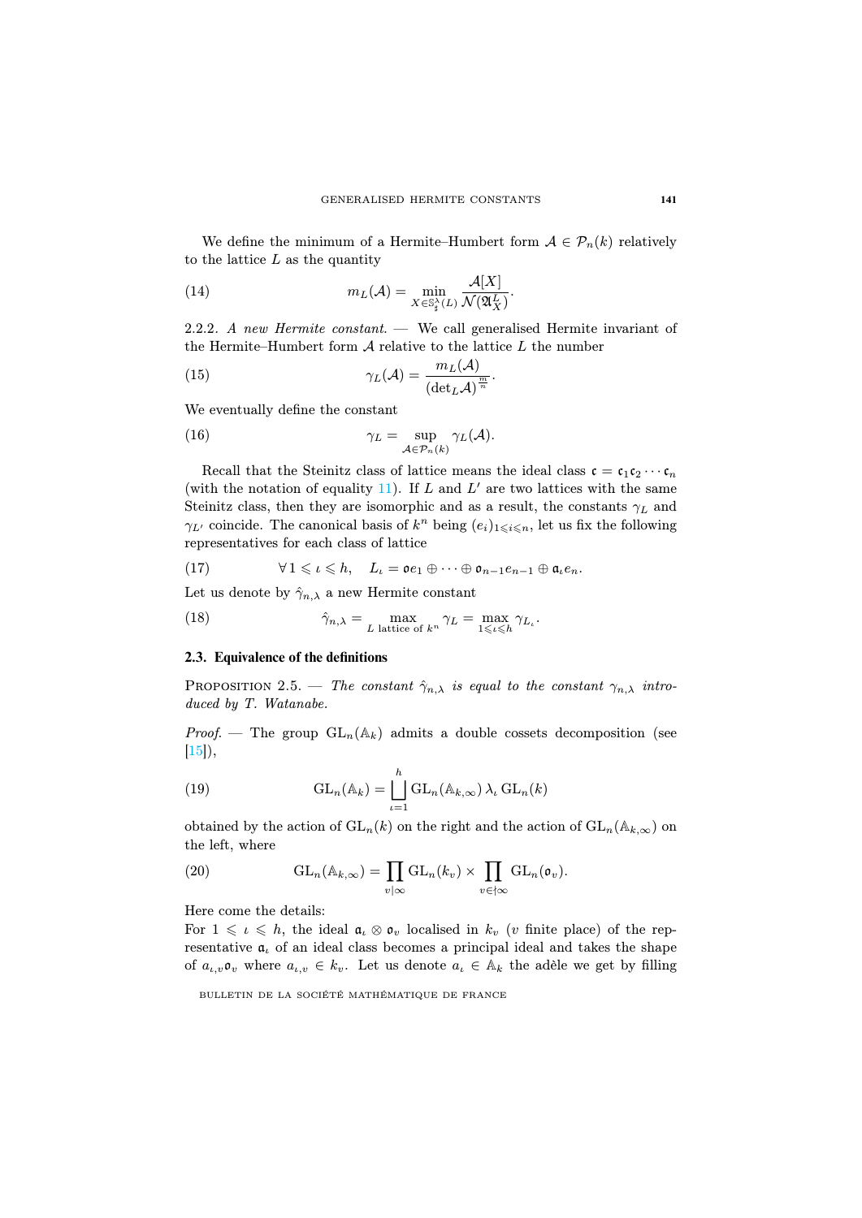We define the minimum of a Hermite–Humbert form $\mathcal{A} \in \mathcal{P}_n(k)$ relatively to the lattice $L$ as the quantity

$$m_L(\mathcal{A}) = \min_{X \in \mathbb{S}_\sharp^\lambda(L)} \frac{\mathcal{A}[X]}{\mathcal{N}(\mathfrak{A}_X^L)}. \tag{14}$$

2.2.2. *A new Hermite constant.* — We call generalised Hermite invariant of the Hermite–Humbert form $\mathcal{A}$ relative to the lattice $L$ the number

$$\gamma_L(\mathcal{A}) = \frac{m_L(\mathcal{A})}{(\det_L \mathcal{A})^{\frac{m}{n}}}. \tag{15}$$

We eventually define the constant

$$\gamma_L = \sup_{\mathcal{A} \in \mathcal{P}_n(k)} \gamma_L(\mathcal{A}). \tag{16}$$

Recall that the Steinitz class of lattice means the ideal class $\mathfrak{c} = \mathfrak{c}_1 \mathfrak{c}_2 \cdots \mathfrak{c}_n$ (with the notation of equality 11). If $L$ and $L'$ are two lattices with the same Steinitz class, then they are isomorphic and as a result, the constants $\gamma_L$ and $\gamma_{L'}$ coincide. The canonical basis of $k^n$ being $(e_i)_{1 \leqslant i \leqslant n}$, let us fix the following representatives for each class of lattice

$$\forall\, 1 \leqslant \iota \leqslant h, \quad L_\iota = \mathfrak{o} e_1 \oplus \cdots \oplus \mathfrak{o}_{n-1} e_{n-1} \oplus \mathfrak{a}_\iota e_n. \tag{17}$$

Let us denote by $\hat{\gamma}_{n,\lambda}$ a new Hermite constant

$$\hat{\gamma}_{n,\lambda} = \max_{L \text{ lattice of } k^n} \gamma_L = \max_{1 \leqslant \iota \leqslant h} \gamma_{L_\iota}. \tag{18}$$

### 2.3. Equivalence of the definitions

Proposition 2.5. — *The constant $\hat{\gamma}_{n,\lambda}$ is equal to the constant $\gamma_{n,\lambda}$ introduced by T. Watanabe.*

*Proof.* — The group $\mathrm{GL}_n(\mathbb{A}_k)$ admits a double cossets decomposition (see [15]),

$$\mathrm{GL}_n(\mathbb{A}_k) = \bigsqcup_{\iota=1}^{h} \mathrm{GL}_n(\mathbb{A}_{k,\infty})\, \lambda_\iota\, \mathrm{GL}_n(k) \tag{19}$$

obtained by the action of $\mathrm{GL}_n(k)$ on the right and the action of $\mathrm{GL}_n(\mathbb{A}_{k,\infty})$ on the left, where

$$\mathrm{GL}_n(\mathbb{A}_{k,\infty}) = \prod_{v \mid \infty} \mathrm{GL}_n(k_v) \times \prod_{v \in \nmid \infty} \mathrm{GL}_n(\mathfrak{o}_v). \tag{20}$$

Here come the details:
For $1 \leqslant \iota \leqslant h$, the ideal $\mathfrak{a}_\iota \otimes \mathfrak{o}_v$ localised in $k_v$ ($v$ finite place) of the representative $\mathfrak{a}_\iota$ of an ideal class becomes a principal ideal and takes the shape of $a_{\iota,v}\mathfrak{o}_v$ where $a_{\iota,v} \in k_v$. Let us denote $a_\iota \in \mathbb{A}_k$ the adèle we get by filling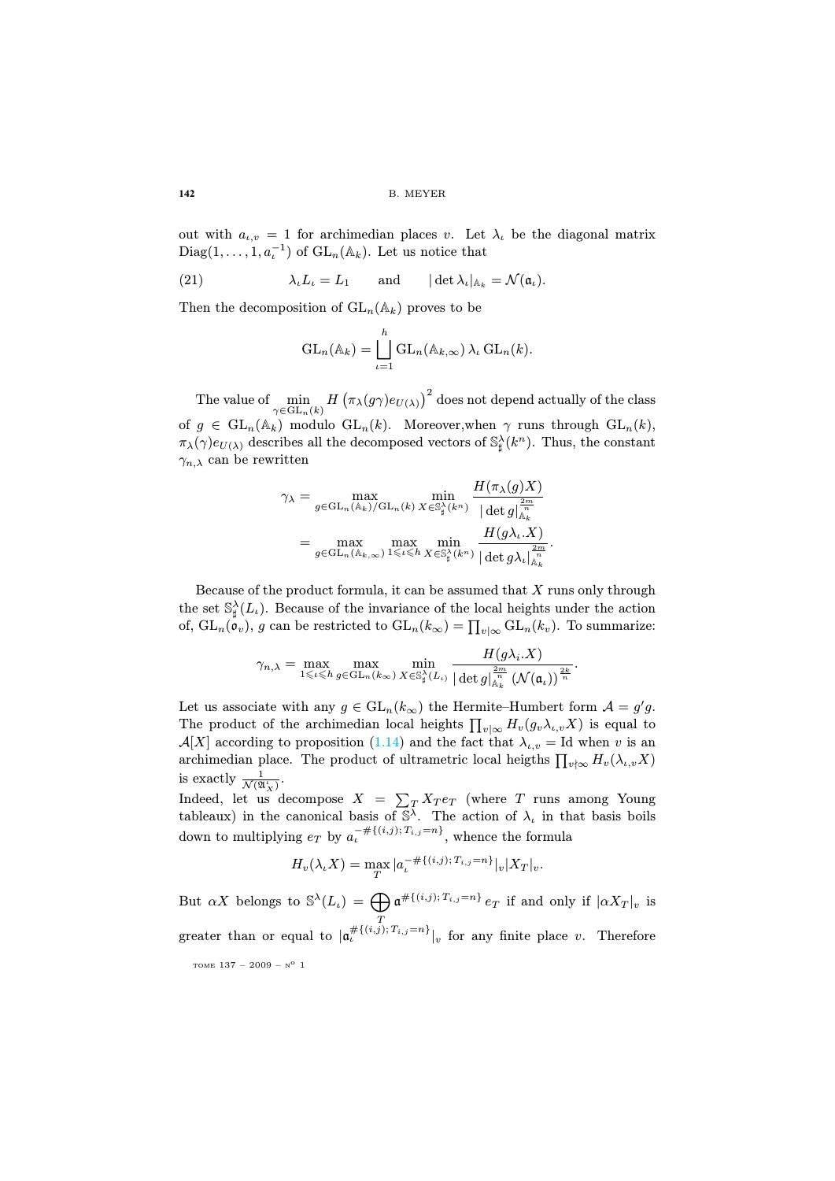out with $a_{\iota,v} = 1$ for archimedian places $v$. Let $\lambda_\iota$ be the diagonal matrix $\mathrm{Diag}(1, \dots, 1, a_\iota^{-1})$ of $\mathrm{GL}_n(\mathbb{A}_k)$. Let us notice that

$$\lambda_\iota L_\iota = L_1 \qquad \text{and} \qquad |\det \lambda_\iota|_{\mathbb{A}_k} = \mathcal{N}(\mathfrak{a}_\iota). \tag{21}$$

Then the decomposition of $\mathrm{GL}_n(\mathbb{A}_k)$ proves to be

$$\mathrm{GL}_n(\mathbb{A}_k) = \bigsqcup_{\iota=1}^{h} \mathrm{GL}_n(\mathbb{A}_{k,\infty})\, \lambda_\iota\, \mathrm{GL}_n(k).$$

The value of $\min_{\gamma \in \mathrm{GL}_n(k)} H\left(\pi_\lambda(g\gamma)e_{U(\lambda)}\right)^2$ does not depend actually of the class of $g \in \mathrm{GL}_n(\mathbb{A}_k)$ modulo $\mathrm{GL}_n(k)$. Moreover,when $\gamma$ runs through $\mathrm{GL}_n(k)$, $\pi_\lambda(\gamma)e_{U(\lambda)}$ describes all the decomposed vectors of $\mathbb{S}^\lambda_\sharp(k^n)$. Thus, the constant $\gamma_{n,\lambda}$ can be rewritten

$$\begin{aligned}
\gamma_\lambda &= \max_{g \in \mathrm{GL}_n(\mathbb{A}_k)/\mathrm{GL}_n(k)} \min_{X \in \mathbb{S}^\lambda_\sharp(k^n)} \frac{H(\pi_\lambda(g)X)}{|\det g|_{\mathbb{A}_k}^{\frac{2m}{n}}} \\
&= \max_{g \in \mathrm{GL}_n(\mathbb{A}_{k,\infty})} \max_{1 \leqslant \iota \leqslant h} \min_{X \in \mathbb{S}^\lambda_\sharp(k^n)} \frac{H(g\lambda_\iota.X)}{|\det g\lambda_\iota|_{\mathbb{A}_k}^{\frac{2m}{n}}}.
\end{aligned}$$

Because of the product formula, it can be assumed that $X$ runs only through the set $\mathbb{S}^\lambda_\sharp(L_\iota)$. Because of the invariance of the local heights under the action of, $\mathrm{GL}_n(\mathfrak{o}_v)$, $g$ can be restricted to $\mathrm{GL}_n(k_\infty) = \prod_{v|\infty} \mathrm{GL}_n(k_v)$. To summarize:

$$\gamma_{n,\lambda} = \max_{1 \leqslant \iota \leqslant h} \max_{g \in \mathrm{GL}_n(k_\infty)} \min_{X \in \mathbb{S}^\lambda_\sharp(L_\iota)} \frac{H(g\lambda_i.X)}{|\det g|_{\mathbb{A}_k}^{\frac{2m}{n}} \left(\mathcal{N}(\mathfrak{a}_\iota)\right)^{\frac{2k}{n}}}.$$

Let us associate with any $g \in \mathrm{GL}_n(k_\infty)$ the Hermite–Humbert form $\mathcal{A} = g'g$. The product of the archimedian local heights $\prod_{v|\infty} H_v(g_v\lambda_{\iota,v}X)$ is equal to $\mathcal{A}[X]$ according to proposition (1.14) and the fact that $\lambda_{\iota,v} = \mathrm{Id}$ when $v$ is an archimedian place. The product of ultrametric local heigths $\prod_{v\nmid\infty} H_v(\lambda_{\iota,v}X)$ is exactly $\frac{1}{\mathcal{N}(\mathfrak{A}_X^\iota)}$.
Indeed, let us decompose $X = \sum_T X_T e_T$ (where $T$ runs among Young tableaux) in the canonical basis of $\mathbb{S}^\lambda$. The action of $\lambda_\iota$ in that basis boils down to multiplying $e_T$ by $a_\iota^{-\#\{(i,j);\, T_{i,j}=n\}}$, whence the formula

$$H_v(\lambda_\iota X) = \max_T |a_\iota^{-\#\{(i,j);\, T_{i,j}=n\}}|_v |X_T|_v.$$

But $\alpha X$ belongs to $\mathbb{S}^\lambda(L_\iota) = \bigoplus_T \mathfrak{a}^{\#\{(i,j);\, T_{i,j}=n\}} e_T$ if and only if $|\alpha X_T|_v$ is greater than or equal to $|\mathfrak{a}_\iota^{\#\{(i,j);\, T_{i,j}=n\}}|_v$ for any finite place $v$. Therefore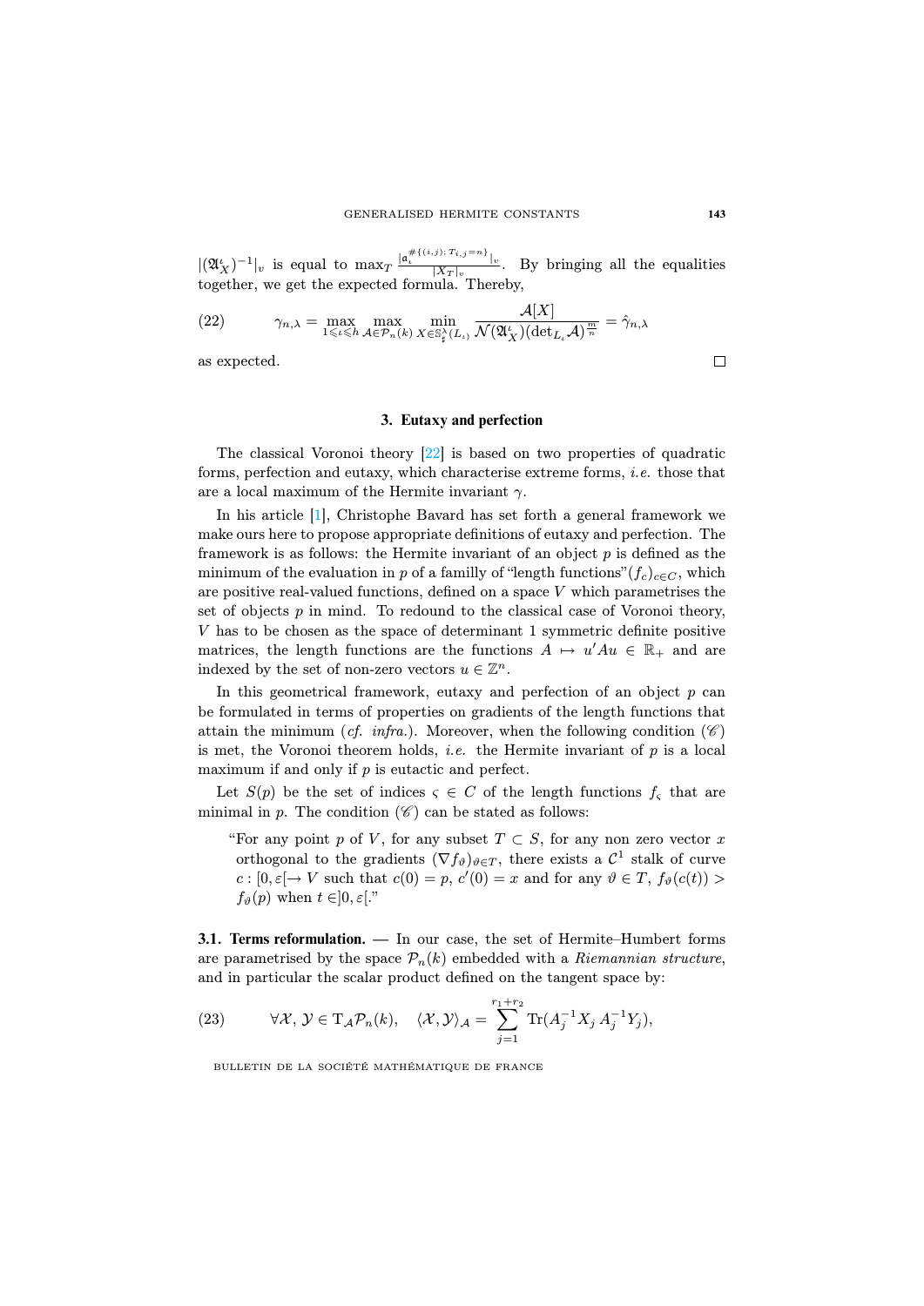$|(\mathfrak{A}^\iota_X)^{-1}|_v$ is equal to $\max_T \frac{|\mathfrak{a}_\iota^{\#\{(i,j);\, T_{i,j}=n\}}|_v}{|X_T|_v}$. By bringing all the equalities together, we get the expected formula. Thereby,

$$\gamma_{n,\lambda} = \max_{1\leqslant \iota \leqslant h} \max_{\mathcal{A}\in\mathcal{P}_n(k)} \min_{X\in\mathbb{S}^\lambda_\sharp(L_\iota)} \frac{\mathcal{A}[X]}{\mathcal{N}(\mathfrak{A}^\iota_X)(\det_{L_\iota}\mathcal{A})^{\frac{m}{n}}} = \hat{\gamma}_{n,\lambda} \tag{22}$$

as expected. □

## 3. Eutaxy and perfection

The classical Voronoi theory [22] is based on two properties of quadratic forms, perfection and eutaxy, which characterise extreme forms, *i.e.* those that are a local maximum of the Hermite invariant $\gamma$.

In his article [1], Christophe Bavard has set forth a general framework we make ours here to propose appropriate definitions of eutaxy and perfection. The framework is as follows: the Hermite invariant of an object $p$ is defined as the minimum of the evaluation in $p$ of a familly of "length functions"$(f_c)_{c\in C}$, which are positive real-valued functions, defined on a space $V$ which parametrises the set of objects $p$ in mind. To redound to the classical case of Voronoi theory, $V$ has to be chosen as the space of determinant 1 symmetric definite positive matrices, the length functions are the functions $A \mapsto u'Au \in \mathbb{R}_+$ and are indexed by the set of non-zero vectors $u \in \mathbb{Z}^n$.

In this geometrical framework, eutaxy and perfection of an object $p$ can be formulated in terms of properties on gradients of the length functions that attain the minimum (*cf. infra.*). Moreover, when the following condition $(\mathscr{C})$ is met, the Voronoi theorem holds, *i.e.* the Hermite invariant of $p$ is a local maximum if and only if $p$ is eutactic and perfect.

Let $S(p)$ be the set of indices $\varsigma \in C$ of the length functions $f_\varsigma$ that are minimal in $p$. The condition $(\mathscr{C})$ can be stated as follows:

> "For any point $p$ of $V$, for any subset $T \subset S$, for any non zero vector $x$ orthogonal to the gradients $(\nabla f_\vartheta)_{\vartheta\in T}$, there exists a $\mathcal{C}^1$ stalk of curve $c : [0,\varepsilon[\to V$ such that $c(0) = p$, $c'(0) = x$ and for any $\vartheta \in T$, $f_\vartheta(c(t)) > f_\vartheta(p)$ when $t \in ]0,\varepsilon[$."

**3.1. Terms reformulation.** — In our case, the set of Hermite–Humbert forms are parametrised by the space $\mathcal{P}_n(k)$ embedded with a *Riemannian structure*, and in particular the scalar product defined on the tangent space by:

$$\forall \mathcal{X},\, \mathcal{Y} \in \mathrm{T}_{\mathcal{A}}\mathcal{P}_n(k), \quad \langle \mathcal{X}, \mathcal{Y}\rangle_{\mathcal{A}} = \sum_{j=1}^{r_1+r_2} \mathrm{Tr}(A_j^{-1}X_j\, A_j^{-1}Y_j), \tag{23}$$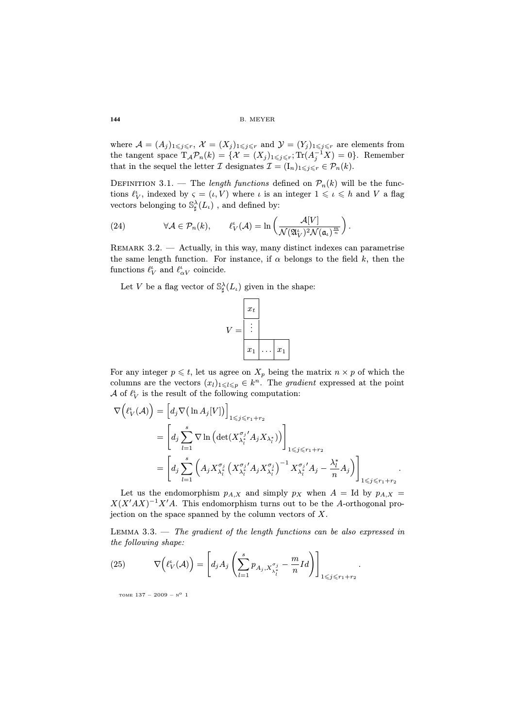where $\mathcal{A} = (A_j)_{1 \leqslant j \leqslant r}$, $\mathcal{X} = (X_j)_{1 \leqslant j \leqslant r}$ and $\mathcal{Y} = (Y_j)_{1 \leqslant j \leqslant r}$ are elements from the tangent space $\mathrm{T}_{\mathcal{A}}\mathcal{P}_n(k) = \{\mathcal{X} = (X_j)_{1 \leqslant j \leqslant r}; \mathrm{Tr}(A_j^{-1}X) = 0\}$. Remember that in the sequel the letter $\mathcal{I}$ designates $\mathcal{I} = (\mathrm{I}_n)_{1 \leqslant j \leqslant r} \in \mathcal{P}_n(k)$.

Definition 3.1. — The *length functions* defined on $\mathcal{P}_n(k)$ will be the functions $\ell_V^{\iota}$, indexed by $\varsigma = (\iota, V)$ where $\iota$ is an integer $1 \leqslant \iota \leqslant h$ and $V$ a flag vectors belonging to $\mathbb{S}_{\sharp}^{\lambda}(L_\iota)$ , and defined by:

$$\forall \mathcal{A} \in \mathcal{P}_n(k), \qquad \ell_V^{\iota}(\mathcal{A}) = \ln\left(\frac{\mathcal{A}[V]}{\mathcal{N}(\mathfrak{A}_V^{\iota})^2 \mathcal{N}(\mathfrak{a}_\iota)^{\frac{m}{n}}}\right). \tag{24}$$

Remark 3.2. — Actually, in this way, many distinct indexes can parametrise the same length function. For instance, if $\alpha$ belongs to the field $k$, then the functions $\ell_V^{\iota}$ and $\ell_{\alpha V}^{\iota}$ coincide.

Let $V$ be a flag vector of $\mathbb{S}_{\sharp}^{\lambda}(L_\iota)$ given in the shape:

$$V = \begin{array}{|c|ccc}\hline x_t \\ \hline \vdots \\ \hline x_1 & \multicolumn{1}{|c|}{\dots} & \multicolumn{1}{c|}{x_1} \\ \hline \end{array}$$

For any integer $p \leqslant t$, let us agree on $X_p$ being the matrix $n \times p$ of which the columns are the vectors $(x_l)_{1 \leqslant l \leqslant p} \in k^n$. The *gradient* expressed at the point $\mathcal{A}$ of $\ell_V^{\iota}$ is the result of the following computation:

$$\begin{aligned}
\nabla\Big(\ell_V^{\iota}(\mathcal{A})\Big) &= \Big[d_j \nabla\big(\ln A_j[V]\big)\Big]_{1 \leqslant j \leqslant r_1 + r_2} \\
&= \left[d_j \sum_{l=1}^{s} \nabla \ln\Big(\det(X_{\lambda_l^*}^{\sigma_j\,\prime} A_j X_{\lambda_l^*})\Big)\right]_{1 \leqslant j \leqslant r_1 + r_2} \\
&= \left[d_j \sum_{l=1}^{s}\Big(A_j X_{\lambda_l^*}^{\sigma_j}\Big(X_{\lambda_l^*}^{\sigma_j\,\prime} A_j X_{\lambda_l^*}^{\sigma_j}\Big)^{-1} X_{\lambda_l^*}^{\sigma_j\,\prime} A_j - \frac{\lambda_l^*}{n} A_j\Big)\right]_{1 \leqslant j \leqslant r_1 + r_2}.
\end{aligned}$$

Let us the endomorphism $p_{A,X}$ and simply $p_X$ when $A = \mathrm{Id}$ by $p_{A,X} = X(X'AX)^{-1}X'A$. This endomorphism turns out to be the $A$-orthogonal projection on the space spanned by the column vectors of $X$.

Lemma 3.3. — *The gradient of the length functions can be also expressed in the following shape:*

$$\nabla\Big(\ell_V^{\iota}(\mathcal{A})\Big) = \left[d_j A_j\left(\sum_{l=1}^{s} p_{A_j, X_{\lambda_l^*}^{\sigma_j}} - \frac{m}{n} Id\right)\right]_{1 \leqslant j \leqslant r_1 + r_2}. \tag{25}$$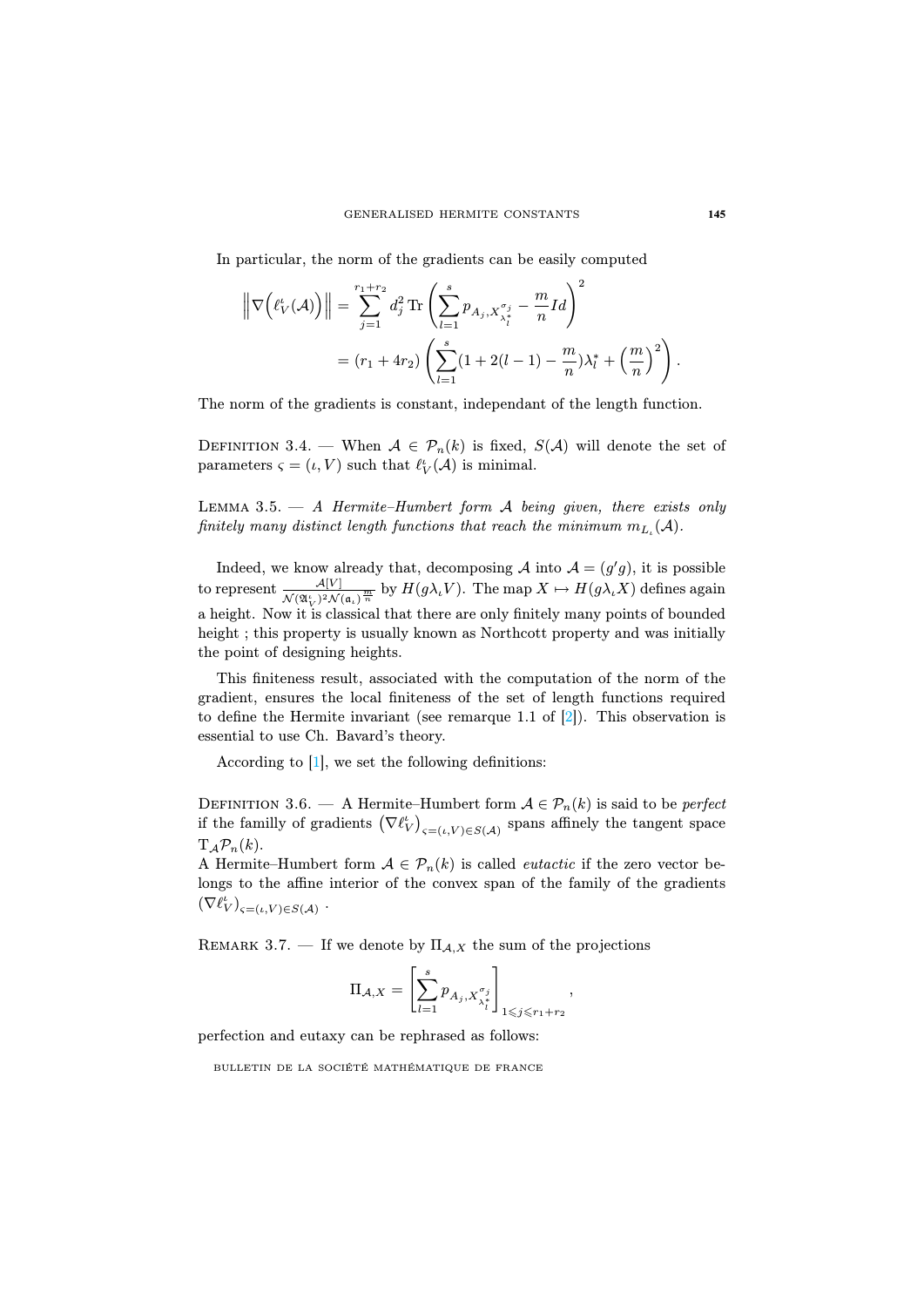In particular, the norm of the gradients can be easily computed

$$\left\|\nabla\Big(\ell_V^\iota(\mathcal{A})\Big)\right\| = \sum_{j=1}^{r_1+r_2} d_j^2 \operatorname{Tr}\left(\sum_{l=1}^{s} p_{A_j,X_{\lambda_l^*}^{\sigma_j}} - \frac{m}{n} Id\right)^2$$

$$= (r_1+4r_2)\left(\sum_{l=1}^{s}(1+2(l-1)-\frac{m}{n})\lambda_l^* + \Big(\frac{m}{n}\Big)^2\right).$$

The norm of the gradients is constant, independant of the length function.

**Definition 3.4.** — When $\mathcal{A} \in \mathcal{P}_n(k)$ is fixed, $S(\mathcal{A})$ will denote the set of parameters $\varsigma = (\iota, V)$ such that $\ell_V^\iota(\mathcal{A})$ is minimal.

**Lemma 3.5.** — *A Hermite–Humbert form $\mathcal{A}$ being given, there exists only finitely many distinct length functions that reach the minimum $m_{L_\iota}(\mathcal{A})$.*

Indeed, we know already that, decomposing $\mathcal{A}$ into $\mathcal{A} = (g'g)$, it is possible to represent $\frac{\mathcal{A}[V]}{\mathcal{N}(\mathfrak{A}_V^\iota)^2 \mathcal{N}(\mathfrak{a}_\iota)^{\frac{m}{n}}}$ by $H(g\lambda_\iota V)$. The map $X \mapsto H(g\lambda_\iota X)$ defines again a height. Now it is classical that there are only finitely many points of bounded height ; this property is usually known as Northcott property and was initially the point of designing heights.

This finiteness result, associated with the computation of the norm of the gradient, ensures the local finiteness of the set of length functions required to define the Hermite invariant (see remarque 1.1 of [2]). This observation is essential to use Ch. Bavard's theory.

According to [1], we set the following definitions:

**Definition 3.6.** — A Hermite–Humbert form $\mathcal{A} \in \mathcal{P}_n(k)$ is said to be *perfect* if the familly of gradients $\left(\nabla \ell_V^\iota\right)_{\varsigma=(\iota,V)\in S(\mathcal{A})}$ spans affinely the tangent space $\mathrm{T}_{\mathcal{A}}\mathcal{P}_n(k)$.
A Hermite–Humbert form $\mathcal{A} \in \mathcal{P}_n(k)$ is called *eutactic* if the zero vector belongs to the affine interior of the convex span of the family of the gradients $(\nabla \ell_V^\iota)_{\varsigma=(\iota,V)\in S(\mathcal{A})}$ .

**Remark 3.7.** — If we denote by $\Pi_{\mathcal{A},X}$ the sum of the projections

$$\Pi_{\mathcal{A},X} = \left[\sum_{l=1}^{s} p_{A_j,X_{\lambda_l^*}^{\sigma_j}}\right]_{1\leqslant j\leqslant r_1+r_2},$$

perfection and eutaxy can be rephrased as follows: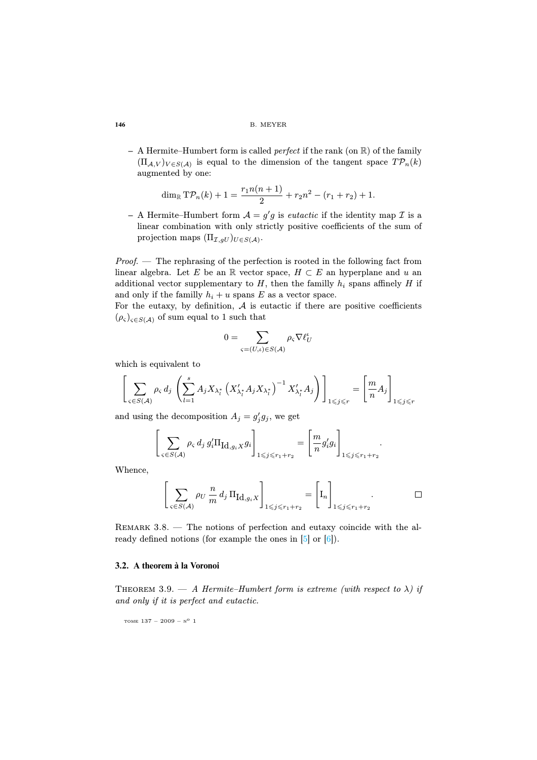– A Hermite–Humbert form is called *perfect* if the rank (on $\mathbb{R}$) of the family $(\Pi_{\mathcal{A},V})_{V\in S(\mathcal{A})}$ is equal to the dimension of the tangent space $T\mathcal{P}_n(k)$ augmented by one:

$$\dim_{\mathbb{R}} \mathrm{T}\mathcal{P}_n(k) + 1 = \frac{r_1 n(n+1)}{2} + r_2 n^2 - (r_1 + r_2) + 1.$$

– A Hermite–Humbert form $\mathcal{A} = g'g$ is *eutactic* if the identity map $\mathcal{I}$ is a linear combination with only strictly positive coefficients of the sum of projection maps $(\Pi_{\mathcal{I},gU})_{U\in S(\mathcal{A})}$.

*Proof*. — The rephrasing of the perfection is rooted in the following fact from linear algebra. Let $E$ be an $\mathbb{R}$ vector space, $H \subset E$ an hyperplane and $u$ an additional vector supplementary to $H$, then the familly $h_i$ spans affinely $H$ if and only if the familly $h_i + u$ spans $E$ as a vector space.
For the eutaxy, by definition, $\mathcal{A}$ is eutactic if there are positive coefficients $(\rho_\varsigma)_{\varsigma\in S(\mathcal{A})}$ of sum equal to 1 such that

$$0 = \sum_{\varsigma=(U,\iota)\in S(\mathcal{A})} \rho_\varsigma \nabla \ell_U^\iota$$

which is equivalent to

$$\left[\sum_{\varsigma\in S(\mathcal{A})} \rho_\varsigma\, d_j \left(\sum_{l=1}^{s} A_j X_{\lambda_l^*} \left(X_{\lambda_l^*}' A_j X_{\lambda_l^*}\right)^{-1} X_{\lambda_l^*}' A_j\right)\right]_{1\leqslant j\leqslant r} = \left[\frac{m}{n} A_j\right]_{1\leqslant j\leqslant r}$$

and using the decomposition $A_j = g_j' g_j$, we get

$$\left[\sum_{\varsigma\in S(\mathcal{A})} \rho_\varsigma\, d_j\, g_i' \Pi_{\mathrm{Id},g_i X} g_i\right]_{1\leqslant j\leqslant r_1+r_2} = \left[\frac{m}{n} g_i' g_i\right]_{1\leqslant j\leqslant r_1+r_2}.$$

Whence,

$$\left[\sum_{\varsigma\in S(\mathcal{A})} \rho_U\, \frac{n}{m}\, d_j\, \Pi_{\mathrm{Id},g_i X}\right]_{1\leqslant j\leqslant r_1+r_2} = \left[\mathrm{I}_n\right]_{1\leqslant j\leqslant r_1+r_2}. \qquad \square$$

Remark 3.8. — The notions of perfection and eutaxy coincide with the already defined notions (for example the ones in [5] or [6]).

### 3.2. A theorem à la Voronoi

Theorem 3.9. — *A Hermite–Humbert form is extreme (with respect to $\lambda$) if and only if it is perfect and eutactic.*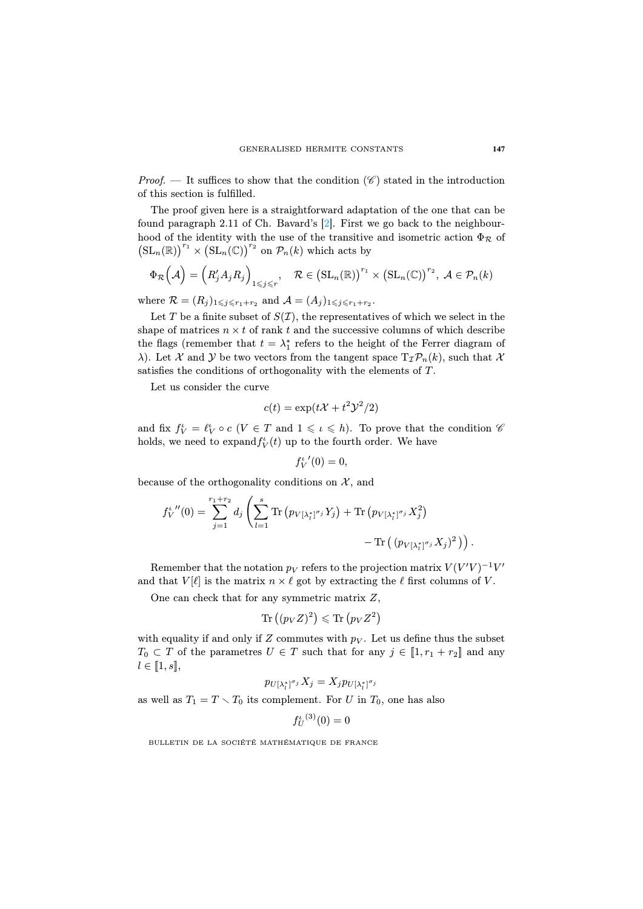*Proof*. — It suffices to show that the condition $(\mathscr{C})$ stated in the introduction of this section is fulfilled.

The proof given here is a straightforward adaptation of the one that can be found paragraph 2.11 of Ch. Bavard's [2]. First we go back to the neighbourhood of the identity with the use of the transitive and isometric action $\Phi_{\mathcal{R}}$ of $\left(\mathrm{SL}_n(\mathbb{R})\right)^{r_1} \times \left(\mathrm{SL}_n(\mathbb{C})\right)^{r_2}$ on $\mathcal{P}_n(k)$ which acts by

$$\Phi_{\mathcal{R}}\Big(\mathcal{A}\Big) = \Big(R_j' A_j R_j\Big)_{1 \leqslant j \leqslant r}, \quad \mathcal{R} \in \left(\mathrm{SL}_n(\mathbb{R})\right)^{r_1} \times \left(\mathrm{SL}_n(\mathbb{C})\right)^{r_2},\ \mathcal{A} \in \mathcal{P}_n(k)$$

where $\mathcal{R} = (R_j)_{1 \leqslant j \leqslant r_1 + r_2}$ and $\mathcal{A} = (A_j)_{1 \leqslant j \leqslant r_1 + r_2}$.

Let $T$ be a finite subset of $S(\mathcal{I})$, the representatives of which we select in the shape of matrices $n \times t$ of rank $t$ and the successive columns of which describe the flags (remember that $t = \lambda_1^*$ refers to the height of the Ferrer diagram of $\lambda$). Let $\mathcal{X}$ and $\mathcal{Y}$ be two vectors from the tangent space $\mathrm{T}_{\mathcal{I}}\mathcal{P}_n(k)$, such that $\mathcal{X}$ satisfies the conditions of orthogonality with the elements of $T$.

Let us consider the curve

$$c(t) = \exp(t\mathcal{X} + t^2 \mathcal{Y}^2/2)$$

and fix $f_V^\iota = \ell_V^\iota \circ c$ ($V \in T$ and $1 \leqslant \iota \leqslant h$). To prove that the condition $\mathscr{C}$ holds, we need to expand$f_V^\iota(t)$ up to the fourth order. We have

$${f_V^\iota}'(0) = 0,$$

because of the orthogonality conditions on $\mathcal{X}$, and

$${f_V^\iota}''(0) = \sum_{j=1}^{r_1 + r_2} d_j \left( \sum_{l=1}^{s} \mathrm{Tr}\left(p_{V[\lambda_l^*]^{\sigma_j}} Y_j\right) + \mathrm{Tr}\left(p_{V[\lambda_l^*]^{\sigma_j}} X_j^2\right) \right.$$
$$\left. - \mathrm{Tr}\left( (p_{V[\lambda_l^*]^{\sigma_j}} X_j)^2 \right) \right).$$

Remember that the notation $p_V$ refers to the projection matrix $V(V'V)^{-1}V'$ and that $V[\ell]$ is the matrix $n \times \ell$ got by extracting the $\ell$ first columns of $V$.

One can check that for any symmetric matrix $Z$,

$$\mathrm{Tr}\left((p_V Z)^2\right) \leqslant \mathrm{Tr}\left(p_V Z^2\right)$$

with equality if and only if $Z$ commutes with $p_V$. Let us define thus the subset $T_0 \subset T$ of the parametres $U \in T$ such that for any $j \in [\![1, r_1 + r_2]\!]$ and any $l \in [\![1, s]\!]$,

$$p_{U[\lambda_l^*]^{\sigma_j}} X_j = X_j p_{U[\lambda_l^*]^{\sigma_j}}$$

as well as $T_1 = T \setminus T_0$ its complement. For $U$ in $T_0$, one has also

$${f_U^\iota}^{(3)}(0) = 0$$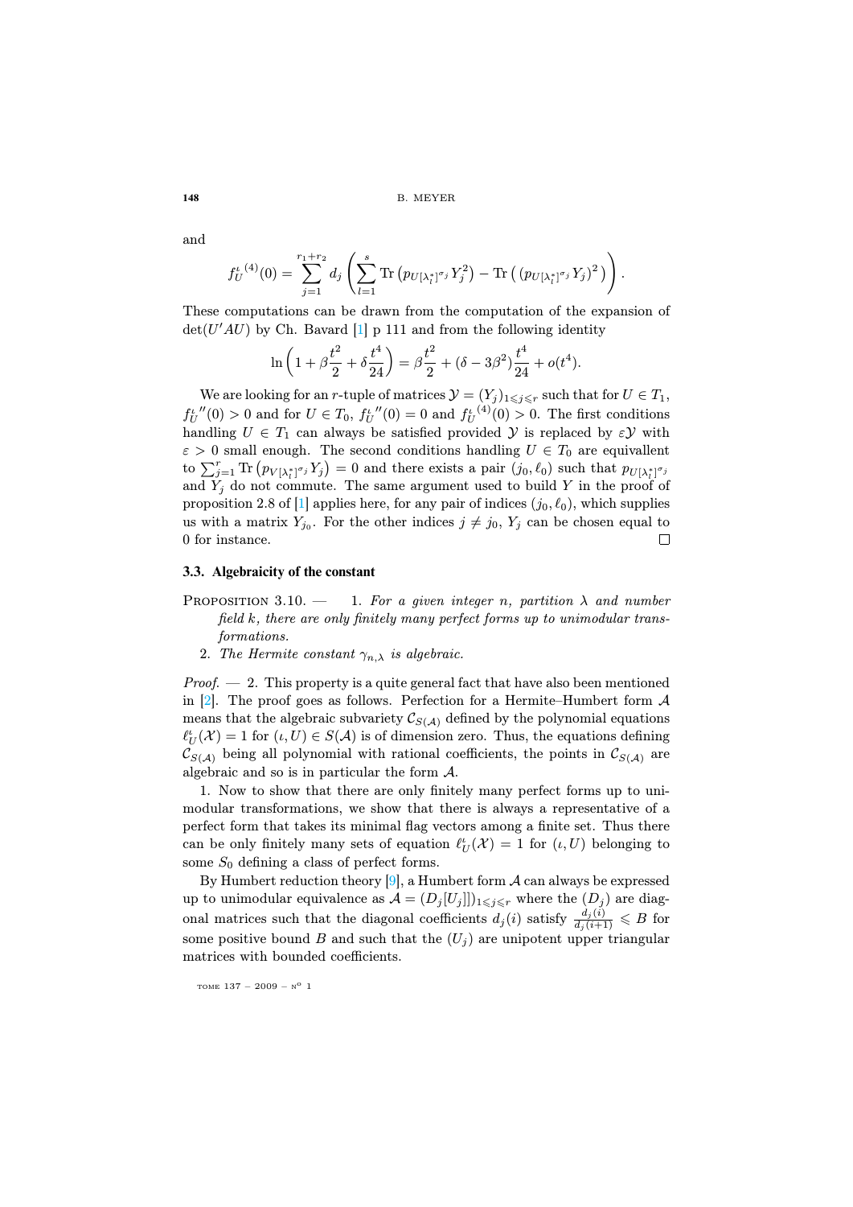and

$$f_U^{\iota\,(4)}(0) = \sum_{j=1}^{r_1+r_2} d_j \left( \sum_{l=1}^{s} \mathrm{Tr}\left(p_{U[\lambda_l^*]^{\sigma_j}} Y_j^2\right) - \mathrm{Tr}\left( (p_{U[\lambda_l^*]^{\sigma_j}} Y_j)^2 \right) \right).$$

These computations can be drawn from the computation of the expansion of $\det(U'AU)$ by Ch. Bavard [1] p 111 and from the following identity

$$\ln\left(1 + \beta\frac{t^2}{2} + \delta\frac{t^4}{24}\right) = \beta\frac{t^2}{2} + (\delta - 3\beta^2)\frac{t^4}{24} + o(t^4).$$

We are looking for an $r$-tuple of matrices $\mathcal{Y} = (Y_j)_{1\leqslant j\leqslant r}$ such that for $U \in T_1$, $f_U^{\iota\,\prime\prime}(0) > 0$ and for $U \in T_0$, $f_U^{\iota\,\prime\prime}(0) = 0$ and $f_U^{\iota\,(4)}(0) > 0$. The first conditions handling $U \in T_1$ can always be satisfied provided $\mathcal{Y}$ is replaced by $\varepsilon\mathcal{Y}$ with $\varepsilon > 0$ small enough. The second conditions handling $U \in T_0$ are equivallent to $\sum_{j=1}^{r} \mathrm{Tr}\left(p_{V[\lambda_l^*]^{\sigma_j}} Y_j\right) = 0$ and there exists a pair $(j_0, \ell_0)$ such that $p_{U[\lambda_l^*]^{\sigma_j}}$ and $Y_j$ do not commute. The same argument used to build $Y$ in the proof of proposition 2.8 of [1] applies here, for any pair of indices $(j_0, \ell_0)$, which supplies us with a matrix $Y_{j_0}$. For the other indices $j \neq j_0$, $Y_j$ can be chosen equal to 0 for instance. □

### 3.3. Algebraicity of the constant

Proposition 3.10. — 1. *For a given integer $n$, partition $\lambda$ and number field $k$, there are only finitely many perfect forms up to unimodular transformations.*

2. *The Hermite constant $\gamma_{n,\lambda}$ is algebraic.*

*Proof.* — 2. This property is a quite general fact that have also been mentioned in [2]. The proof goes as follows. Perfection for a Hermite–Humbert form $\mathcal{A}$ means that the algebraic subvariety $\mathcal{C}_{S(\mathcal{A})}$ defined by the polynomial equations $\ell_U^\iota(\mathcal{X}) = 1$ for $(\iota, U) \in S(\mathcal{A})$ is of dimension zero. Thus, the equations defining $\mathcal{C}_{S(\mathcal{A})}$ being all polynomial with rational coefficients, the points in $\mathcal{C}_{S(\mathcal{A})}$ are algebraic and so is in particular the form $\mathcal{A}$.

1. Now to show that there are only finitely many perfect forms up to unimodular transformations, we show that there is always a representative of a perfect form that takes its minimal flag vectors among a finite set. Thus there can be only finitely many sets of equation $\ell_U^\iota(\mathcal{X}) = 1$ for $(\iota, U)$ belonging to some $S_0$ defining a class of perfect forms.

By Humbert reduction theory [9], a Humbert form $\mathcal{A}$ can always be expressed up to unimodular equivalence as $\mathcal{A} = (D_j[U_j]])_{1\leqslant j\leqslant r}$ where the $(D_j)$ are diagonal matrices such that the diagonal coefficients $d_j(i)$ satisfy $\frac{d_j(i)}{d_j(i+1)} \leqslant B$ for some positive bound $B$ and such that the $(U_j)$ are unipotent upper triangular matrices with bounded coefficients.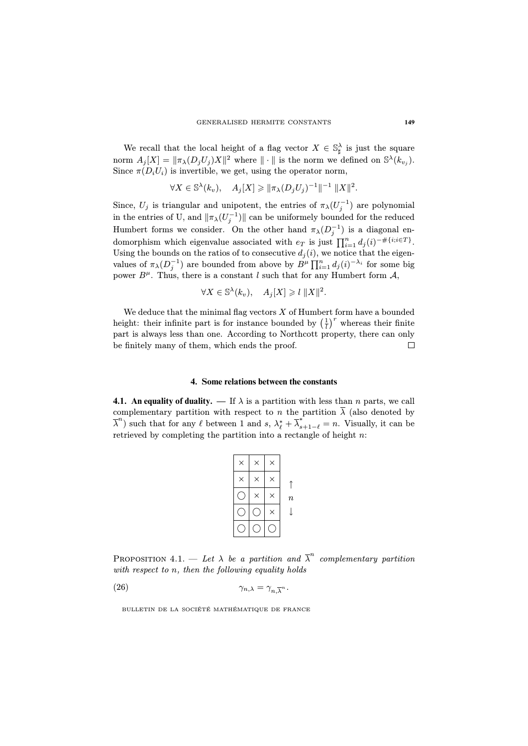We recall that the local height of a flag vector $X \in \mathbb{S}^{\lambda}_{\sharp}$ is just the square norm $A_j[X] = \|\pi_\lambda(D_j U_j)X\|^2$ where $\|\cdot\|$ is the norm we defined on $\mathbb{S}^{\lambda}(k_{v_j})$. Since $\pi(D_i U_i)$ is invertible, we get, using the operator norm,

$$\forall X \in \mathbb{S}^{\lambda}(k_v), \quad A_j[X] \geqslant \|\pi_\lambda(D_j U_j)^{-1}\|^{-1}\, \|X\|^2.$$

Since, $U_j$ is triangular and unipotent, the entries of $\pi_\lambda(U_j^{-1})$ are polynomial in the entries of U, and $\|\pi_\lambda(U_j^{-1})\|$ can be uniformely bounded for the reduced Humbert forms we consider. On the other hand $\pi_\lambda(D_j^{-1})$ is a diagonal endomorphism which eigenvalue associated with $e_T$ is just $\prod_{i=1}^{n} d_j(i)^{-\#\{i; i\in T\}}$. Using the bounds on the ratios of to consecutive $d_j(i)$, we notice that the eigenvalues of $\pi_\lambda(D_j^{-1})$ are bounded from above by $B^{\mu}\prod_{i=1}^{n} d_j(i)^{-\lambda_i}$ for some big power $B^{\mu}$. Thus, there is a constant $l$ such that for any Humbert form $\mathcal{A}$,

$$\forall X \in \mathbb{S}^{\lambda}(k_v), \quad A_j[X] \geqslant l\, \|X\|^2.$$

We deduce that the minimal flag vectors $X$ of Humbert form have a bounded height: their infinite part is for instance bounded by $\left(\frac{1}{l}\right)^r$ whereas their finite part is always less than one. According to Northcott property, there can only be finitely many of them, which ends the proof. $\square$

## 4. Some relations between the constants

**4.1. An equality of duality. —** If $\lambda$ is a partition with less than $n$ parts, we call complementary partition with respect to $n$ the partition $\overline{\lambda}$ (also denoted by $\overline{\lambda}^n$) such that for any $\ell$ between 1 and $s$, $\lambda^*_\ell + \overline{\lambda}^*_{s+1-\ell} = n$. Visually, it can be retrieved by completing the partition into a rectangle of height $n$:

| × | × | × |
|---|---|---|
| × | × | × |
| ○ | × | × |
| ○ | ○ | × |
| ○ | ○ | ○ |

($\uparrow$ $n$ $\downarrow$)

PROPOSITION 4.1. — *Let $\lambda$ be a partition and $\overline{\lambda}^n$ complementary partition with respect to $n$, then the following equality holds*

$$\gamma_{n,\lambda} = \gamma_{n,\overline{\lambda}^n}. \tag{26}$$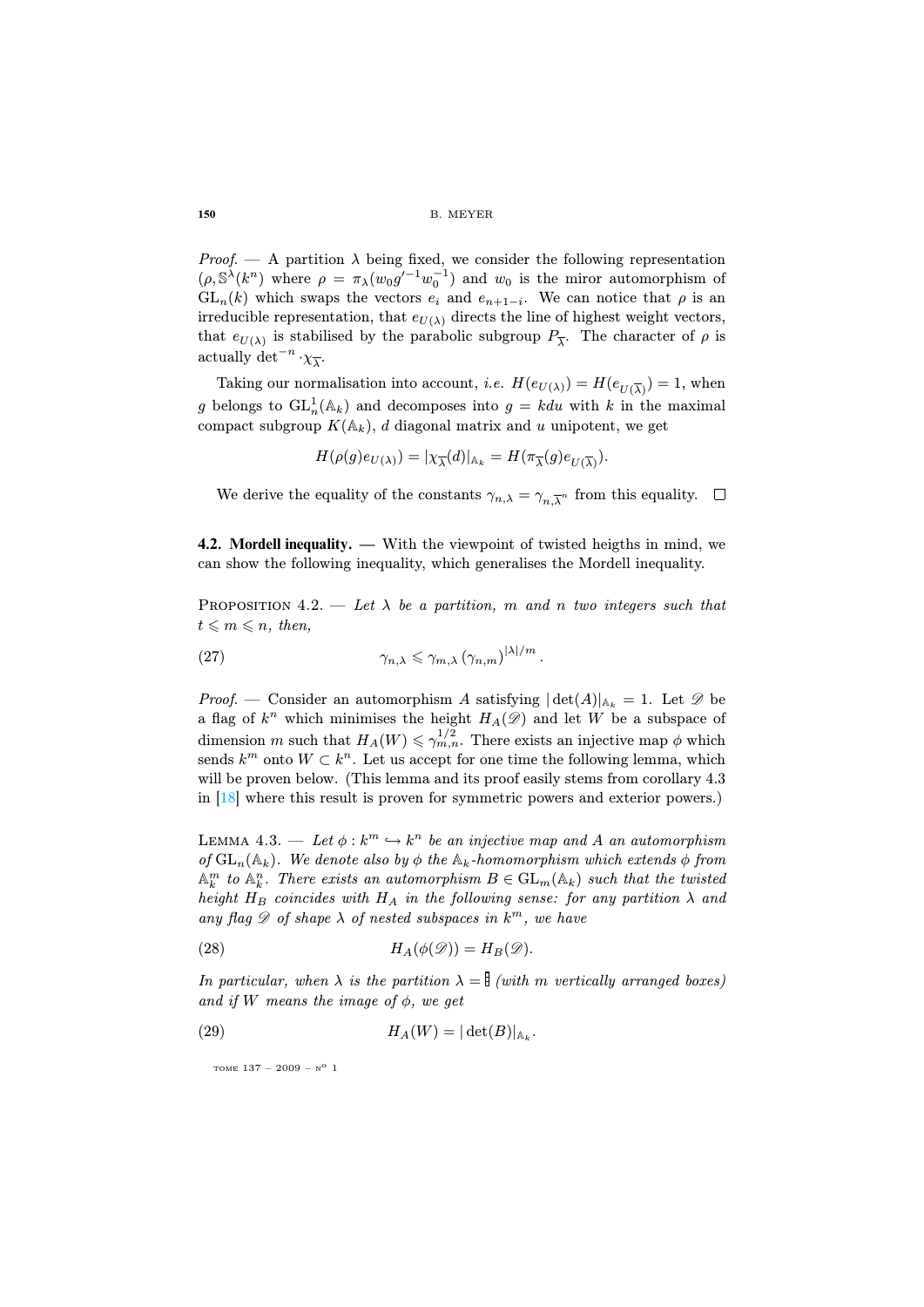*Proof*. — A partition $\lambda$ being fixed, we consider the following representation $(\rho, \mathbb{S}^\lambda(k^n))$ where $\rho = \pi_\lambda(w_0 g'^{-1} w_0^{-1})$ and $w_0$ is the miror automorphism of $\mathrm{GL}_n(k)$ which swaps the vectors $e_i$ and $e_{n+1-i}$. We can notice that $\rho$ is an irreducible representation, that $e_{U(\lambda)}$ directs the line of highest weight vectors, that $e_{U(\lambda)}$ is stabilised by the parabolic subgroup $P_{\overline{\lambda}}$. The character of $\rho$ is actually $\det^{-n} \cdot \chi_{\overline{\lambda}}$.

Taking our normalisation into account, *i.e.* $H(e_{U(\lambda)}) = H(e_{U(\overline{\lambda})}) = 1$, when $g$ belongs to $\mathrm{GL}_n^1(\mathbb{A}_k)$ and decomposes into $g = kdu$ with $k$ in the maximal compact subgroup $K(\mathbb{A}_k)$, $d$ diagonal matrix and $u$ unipotent, we get

$$H(\rho(g) e_{U(\lambda)}) = |\chi_{\overline{\lambda}}(d)|_{\mathbb{A}_k} = H(\pi_{\overline{\lambda}}(g) e_{U(\overline{\lambda})}).$$

We derive the equality of the constants $\gamma_{n,\lambda} = \gamma_{n,\overline{\lambda}^n}$ from this equality. □

**4.2. Mordell inequality.** — With the viewpoint of twisted heigths in mind, we can show the following inequality, which generalises the Mordell inequality.

Proposition 4.2. — *Let $\lambda$ be a partition, $m$ and $n$ two integers such that $t \leqslant m \leqslant n$, then,*

$$\gamma_{n,\lambda} \leqslant \gamma_{m,\lambda} \left(\gamma_{n,m}\right)^{|\lambda|/m}. \tag{27}$$

*Proof*. — Consider an automorphism $A$ satisfying $|\det(A)|_{\mathbb{A}_k} = 1$. Let $\mathscr{D}$ be a flag of $k^n$ which minimises the height $H_A(\mathscr{D})$ and let $W$ be a subspace of dimension $m$ such that $H_A(W) \leqslant \gamma_{m,n}^{1/2}$. There exists an injective map $\phi$ which sends $k^m$ onto $W \subset k^n$. Let us accept for one time the following lemma, which will be proven below. (This lemma and its proof easily stems from corollary 4.3 in [18] where this result is proven for symmetric powers and exterior powers.)

Lemma 4.3. — *Let $\phi : k^m \hookrightarrow k^n$ be an injective map and $A$ an automorphism of $\mathrm{GL}_n(\mathbb{A}_k)$. We denote also by $\phi$ the $\mathbb{A}_k$-homomorphism which extends $\phi$ from $\mathbb{A}_k^m$ to $\mathbb{A}_k^n$. There exists an automorphism $B \in \mathrm{GL}_m(\mathbb{A}_k)$ such that the twisted height $H_B$ coincides with $H_A$ in the following sense: for any partition $\lambda$ and any flag $\mathscr{D}$ of shape $\lambda$ of nested subspaces in $k^m$, we have*

$$H_A(\phi(\mathscr{D})) = H_B(\mathscr{D}). \tag{28}$$

*In particular, when $\lambda$ is the partition $\lambda = $ ▯ (with $m$ vertically arranged boxes) and if $W$ means the image of $\phi$, we get*

$$H_A(W) = |\det(B)|_{\mathbb{A}_k}. \tag{29}$$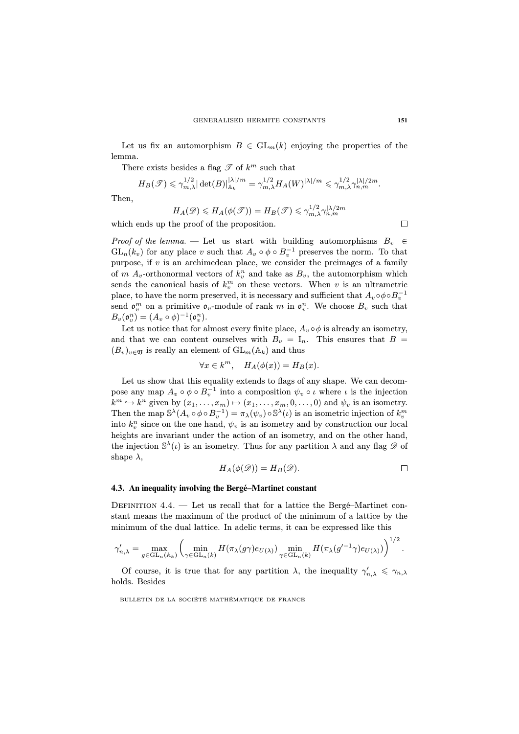Let us fix an automorphism $B \in \mathrm{GL}_m(k)$ enjoying the properties of the lemma.

There exists besides a flag $\mathscr{T}$ of $k^m$ such that

$$H_B(\mathscr{T}) \leqslant \gamma_{m,\lambda}^{1/2} |\det(B)|_{\mathbb{A}_k}^{|\lambda|/m} = \gamma_{m,\lambda}^{1/2} H_A(W)^{|\lambda|/m} \leqslant \gamma_{m,\lambda}^{1/2} \gamma_{n,m}^{|\lambda|/2m}.$$

Then,

$$H_A(\mathscr{D}) \leqslant H_A(\phi(\mathscr{T})) = H_B(\mathscr{T}) \leqslant \gamma_{m,\lambda}^{1/2} \gamma_{n,m}^{|\lambda/2m}$$

which ends up the proof of the proposition. □

*Proof of the lemma.* — Let us start with building automorphisms $B_v \in \mathrm{GL}_n(k_v)$ for any place $v$ such that $A_v \circ \phi \circ B_v^{-1}$ preserves the norm. To that purpose, if $v$ is an archimedean place, we consider the preimages of a family of $m$ $A_v$-orthonormal vectors of $k_v^n$ and take as $B_v$, the automorphism which sends the canonical basis of $k_v^m$ on these vectors. When $v$ is an ultrametric place, to have the norm preserved, it is necessary and sufficient that $A_v \circ \phi \circ B_v^{-1}$ send $\mathfrak{o}_v^m$ on a primitive $\mathfrak{o}_v$-module of rank $m$ in $\mathfrak{o}_v^n$. We choose $B_v$ such that $B_v(\mathfrak{o}_v^n) = (A_v \circ \phi)^{-1}(\mathfrak{o}_v^n)$.

Let us notice that for almost every finite place, $A_v \circ \phi$ is already an isometry, and that we can content ourselves with $B_v = \mathrm{I}_n$. This ensures that $B = (B_v)_{v \in \mathfrak{V}}$ is really an element of $\mathrm{GL}_m(\mathbb{A}_k)$ and thus

$$\forall x \in k^m, \quad H_A(\phi(x)) = H_B(x).$$

Let us show that this equality extends to flags of any shape. We can decompose any map $A_v \circ \phi \circ B_v^{-1}$ into a composition $\psi_v \circ \iota$ where $\iota$ is the injection $k^m \hookrightarrow k^n$ given by $(x_1, \ldots, x_m) \mapsto (x_1, \ldots, x_m, 0, \ldots, 0)$ and $\psi_v$ is an isometry. Then the map $\mathbb{S}^\lambda(A_v \circ \phi \circ B_v^{-1}) = \pi_\lambda(\psi_v) \circ \mathbb{S}^\lambda(\iota)$ is an isometric injection of $k_v^m$ into $k_v^n$ since on the one hand, $\psi_v$ is an isometry and by construction our local heights are invariant under the action of an isometry, and on the other hand, the injection $\mathbb{S}^\lambda(\iota)$ is an isometry. Thus for any partition $\lambda$ and any flag $\mathscr{D}$ of shape $\lambda$,

$$H_A(\phi(\mathscr{D})) = H_B(\mathscr{D}).$$ □

### 4.3. An inequality involving the Bergé–Martinet constant

Definition 4.4. — Let us recall that for a lattice the Bergé–Martinet constant means the maximum of the product of the minimum of a lattice by the minimum of the dual lattice. In adelic terms, it can be expressed like this

$$\gamma'_{n,\lambda} = \max_{g \in \mathrm{GL}_n(\mathbb{A}_k)} \left( \min_{\gamma \in \mathrm{GL}_n(k)} H(\pi_\lambda(g\gamma) e_{U(\lambda)}) \min_{\gamma \in \mathrm{GL}_n(k)} H(\pi_\lambda({g'}^{-1}\gamma) e_{U(\lambda)}) \right)^{1/2}.$$

Of course, it is true that for any partition $\lambda$, the inequality $\gamma'_{n,\lambda} \leqslant \gamma_{n,\lambda}$ holds. Besides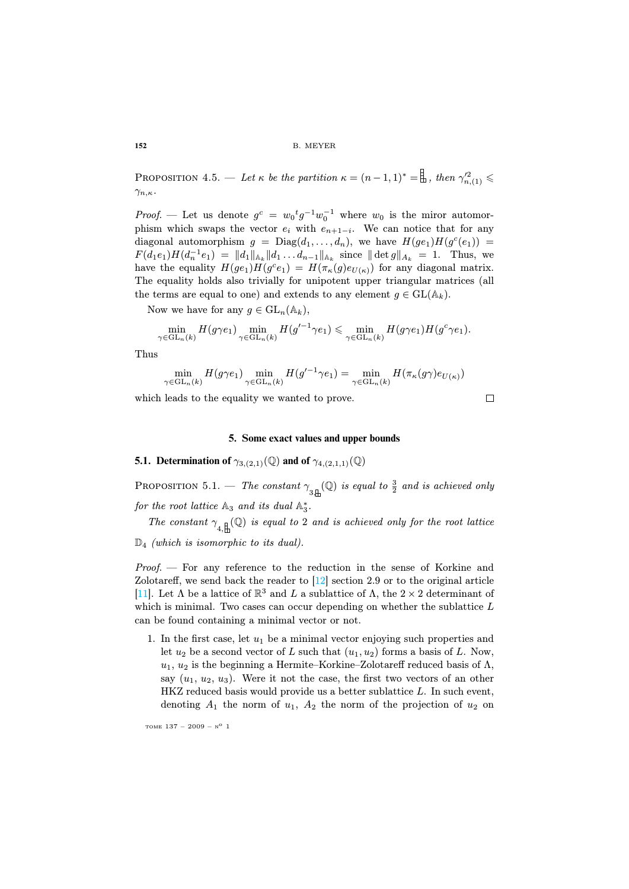Proposition 4.5. — *Let $\kappa$ be the partition $\kappa = (n-1,1)^* = \boxplus$, then $\gamma'^2_{n,(1)} \leqslant \gamma_{n,\kappa}$.*

*Proof*. — Let us denote $g^c = w_0{}^t g^{-1} w_0^{-1}$ where $w_0$ is the miror automorphism which swaps the vector $e_i$ with $e_{n+1-i}$. We can notice that for any diagonal automorphism $g = \mathrm{Diag}(d_1,\ldots,d_n)$, we have $H(ge_1)H(g^c(e_1)) = F(d_1e_1)H(d_n^{-1}e_1) = \|d_1\|_{\mathbb{A}_k}\|d_1\ldots d_{n-1}\|_{\mathbb{A}_k}$ since $\|\det g\|_{A_k} = 1$. Thus, we have the equality $H(ge_1)H(g^ce_1) = H(\pi_\kappa(g)e_{U(\kappa)})$ for any diagonal matrix. The equality holds also trivially for unipotent upper triangular matrices (all the terms are equal to one) and extends to any element $g \in \mathrm{GL}(\mathbb{A}_k)$.

Now we have for any $g \in \mathrm{GL}_n(\mathbb{A}_k)$,

$$\min_{\gamma\in\mathrm{GL}_n(k)} H(g\gamma e_1) \min_{\gamma\in\mathrm{GL}_n(k)} H(g'^{-1}\gamma e_1) \leqslant \min_{\gamma\in\mathrm{GL}_n(k)} H(g\gamma e_1)H(g^c\gamma e_1).$$

Thus

$$\min_{\gamma\in\mathrm{GL}_n(k)} H(g\gamma e_1) \min_{\gamma\in\mathrm{GL}_n(k)} H(g'^{-1}\gamma e_1) = \min_{\gamma\in\mathrm{GL}_n(k)} H(\pi_\kappa(g\gamma)e_{U(\kappa)})$$

which leads to the equality we wanted to prove. □

## 5. Some exact values and upper bounds

### 5.1. Determination of $\gamma_{3,(2,1)}(\mathbb{Q})$ and of $\gamma_{4,(2,1,1)}(\mathbb{Q})$

Proposition 5.1. — *The constant $\gamma_{3,\boxplus}(\mathbb{Q})$ is equal to $\frac{3}{2}$ and is achieved only for the root lattice $\mathbb{A}_3$ and its dual $\mathbb{A}_3^*$.*

*The constant $\gamma_{4,\boxplus}(\mathbb{Q})$ is equal to 2 and is achieved only for the root lattice $\mathbb{D}_4$ (which is isomorphic to its dual).*

*Proof*. — For any reference to the reduction in the sense of Korkine and Zolotareff, we send back the reader to [12] section 2.9 or to the original article [11]. Let $\Lambda$ be a lattice of $\mathbb{R}^3$ and $L$ a sublattice of $\Lambda$, the $2\times 2$ determinant of which is minimal. Two cases can occur depending on whether the sublattice $L$ can be found containing a minimal vector or not.

1. In the first case, let $u_1$ be a minimal vector enjoying such properties and let $u_2$ be a second vector of $L$ such that $(u_1, u_2)$ forms a basis of $L$. Now, $u_1$, $u_2$ is the beginning a Hermite–Korkine–Zolotareff reduced basis of $\Lambda$, say $(u_1, u_2, u_3)$. Were it not the case, the first two vectors of an other HKZ reduced basis would provide us a better sublattice $L$. In such event, denoting $A_1$ the norm of $u_1$, $A_2$ the norm of the projection of $u_2$ on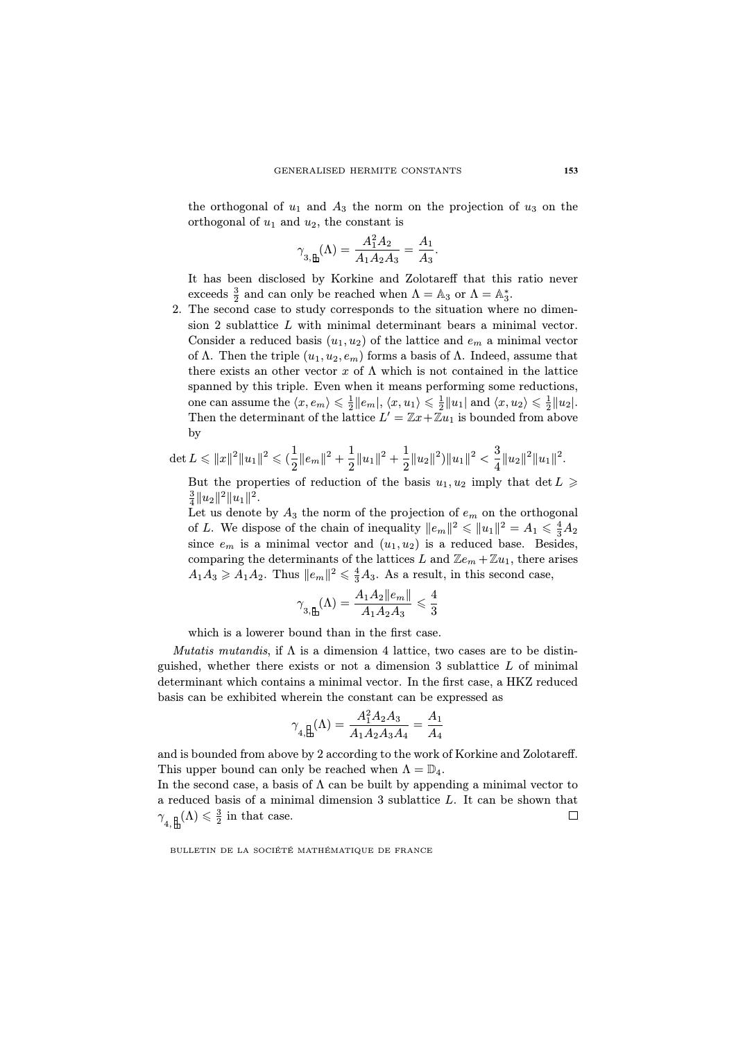the orthogonal of $u_1$ and $A_3$ the norm on the projection of $u_3$ on the orthogonal of $u_1$ and $u_2$, the constant is

$$\gamma_{3,\boxplus}(\Lambda) = \frac{A_1^2 A_2}{A_1 A_2 A_3} = \frac{A_1}{A_3}.$$

It has been disclosed by Korkine and Zolotareff that this ratio never exceeds $\frac{3}{2}$ and can only be reached when $\Lambda = \mathbb{A}_3$ or $\Lambda = \mathbb{A}_3^*$.

2. The second case to study corresponds to the situation where no dimension 2 sublattice $L$ with minimal determinant bears a minimal vector. Consider a reduced basis $(u_1, u_2)$ of the lattice and $e_m$ a minimal vector of $\Lambda$. Then the triple $(u_1, u_2, e_m)$ forms a basis of $\Lambda$. Indeed, assume that there exists an other vector $x$ of $\Lambda$ which is not contained in the lattice spanned by this triple. Even when it means performing some reductions, one can assume the $\langle x, e_m\rangle \leqslant \frac{1}{2}\|e_m|$, $\langle x, u_1\rangle \leqslant \frac{1}{2}\|u_1|$ and $\langle x, u_2\rangle \leqslant \frac{1}{2}\|u_2|$. Then the determinant of the lattice $L' = \mathbb{Z}x + \mathbb{Z}u_1$ is bounded from above by

$$\det L \leqslant \|x\|^2\|u_1\|^2 \leqslant (\frac{1}{2}\|e_m\|^2 + \frac{1}{2}\|u_1\|^2 + \frac{1}{2}\|u_2\|^2)\|u_1\|^2 < \frac{3}{4}\|u_2\|^2\|u_1\|^2.$$

But the properties of reduction of the basis $u_1, u_2$ imply that $\det L \geqslant \frac{3}{4}\|u_2\|^2\|u_1\|^2$.

Let us denote by $A_3$ the norm of the projection of $e_m$ on the orthogonal of $L$. We dispose of the chain of inequality $\|e_m\|^2 \leqslant \|u_1\|^2 = A_1 \leqslant \frac{4}{3}A_2$ since $e_m$ is a minimal vector and $(u_1, u_2)$ is a reduced base. Besides, comparing the determinants of the lattices $L$ and $\mathbb{Z}e_m + \mathbb{Z}u_1$, there arises $A_1 A_3 \geqslant A_1 A_2$. Thus $\|e_m\|^2 \leqslant \frac{4}{3}A_3$. As a result, in this second case,

$$\gamma_{3,\boxplus}(\Lambda) = \frac{A_1 A_2 \|e_m\|}{A_1 A_2 A_3} \leqslant \frac{4}{3}$$

which is a lowerer bound than in the first case.

*Mutatis mutandis*, if $\Lambda$ is a dimension 4 lattice, two cases are to be distinguished, whether there exists or not a dimension 3 sublattice $L$ of minimal determinant which contains a minimal vector. In the first case, a HKZ reduced basis can be exhibited wherein the constant can be expressed as

$$\gamma_{4,\boxplus}(\Lambda) = \frac{A_1^2 A_2 A_3}{A_1 A_2 A_3 A_4} = \frac{A_1}{A_4}$$

and is bounded from above by 2 according to the work of Korkine and Zolotareff. This upper bound can only be reached when $\Lambda = \mathbb{D}_4$.

In the second case, a basis of $\Lambda$ can be built by appending a minimal vector to a reduced basis of a minimal dimension 3 sublattice $L$. It can be shown that $\gamma_{4,\boxplus}(\Lambda) \leqslant \frac{3}{2}$ in that case. □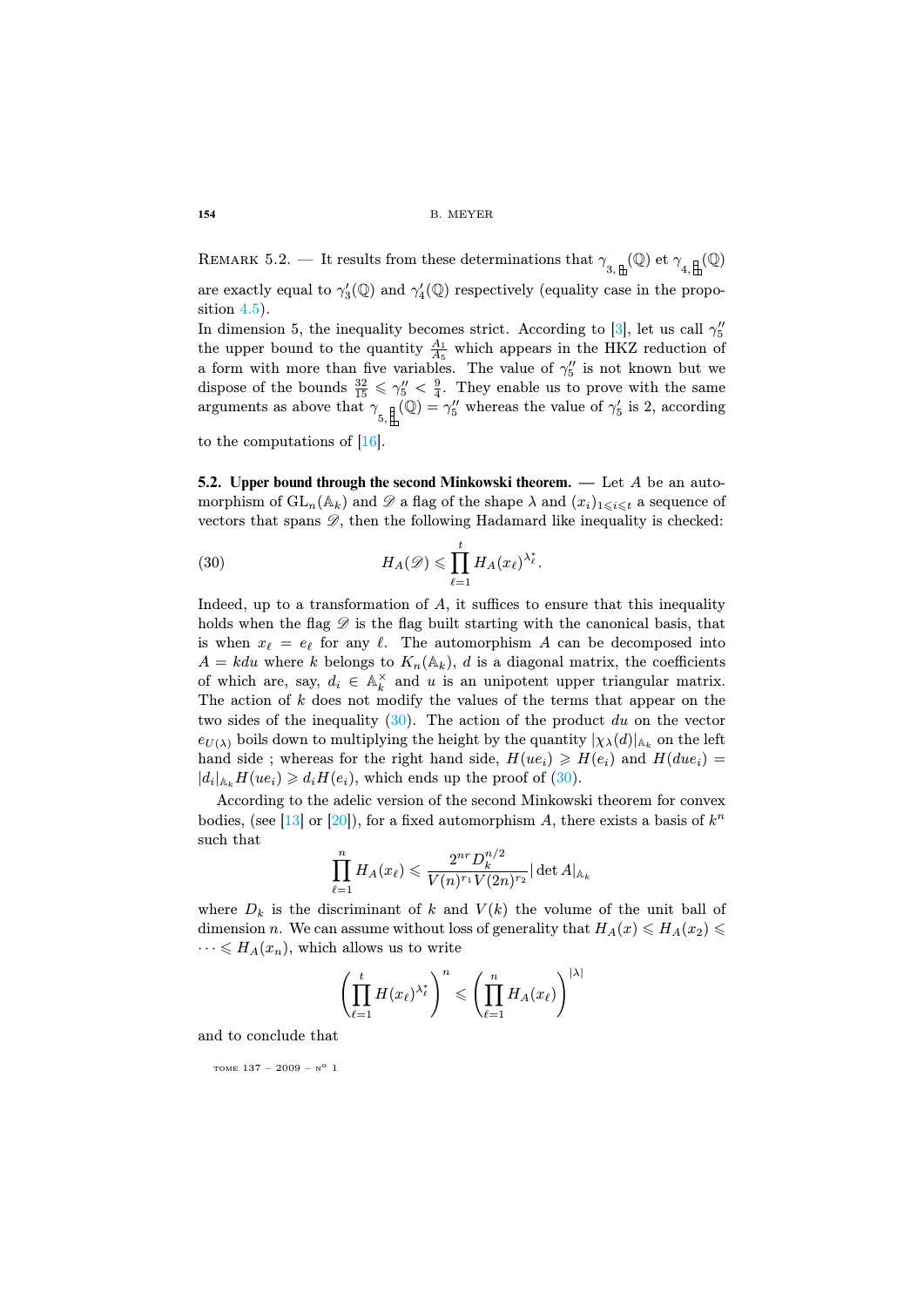REMARK 5.2. — It results from these determinations that $\gamma_{3,\boxplus}(\mathbb{Q})$ et $\gamma_{4,\boxplus}(\mathbb{Q})$ are exactly equal to $\gamma'_3(\mathbb{Q})$ and $\gamma'_4(\mathbb{Q})$ respectively (equality case in the proposition 4.5).

In dimension 5, the inequality becomes strict. According to [3], let us call $\gamma''_5$ the upper bound to the quantity $\frac{A_1}{A_5}$ which appears in the HKZ reduction of a form with more than five variables. The value of $\gamma''_5$ is not known but we dispose of the bounds $\frac{32}{15} \leqslant \gamma''_5 < \frac{9}{4}$. They enable us to prove with the same arguments as above that $\gamma_{5,\boxplus}(\mathbb{Q}) = \gamma''_5$ whereas the value of $\gamma'_5$ is 2, according to the computations of [16].

**5.2. Upper bound through the second Minkowski theorem.** — Let $A$ be an automorphism of $\mathrm{GL}_n(\mathbb{A}_k)$ and $\mathscr{D}$ a flag of the shape $\lambda$ and $(x_i)_{1 \leqslant i \leqslant t}$ a sequence of vectors that spans $\mathscr{D}$, then the following Hadamard like inequality is checked:

$$H_A(\mathscr{D}) \leqslant \prod_{\ell=1}^{t} H_A(x_\ell)^{\lambda^*_\ell}. \tag{30}$$

Indeed, up to a transformation of $A$, it suffices to ensure that this inequality holds when the flag $\mathscr{D}$ is the flag built starting with the canonical basis, that is when $x_\ell = e_\ell$ for any $\ell$. The automorphism $A$ can be decomposed into $A = kdu$ where $k$ belongs to $K_n(\mathbb{A}_k)$, $d$ is a diagonal matrix, the coefficients of which are, say, $d_i \in \mathbb{A}_k^\times$ and $u$ is an unipotent upper triangular matrix. The action of $k$ does not modify the values of the terms that appear on the two sides of the inequality (30). The action of the product $du$ on the vector $e_{U(\lambda)}$ boils down to multiplying the height by the quantity $|\chi_\lambda(d)|_{\mathbb{A}_k}$ on the left hand side ; whereas for the right hand side, $H(ue_i) \geqslant H(e_i)$ and $H(due_i) = |d_i|_{\mathbb{A}_k} H(ue_i) \geqslant d_i H(e_i)$, which ends up the proof of (30).

According to the adelic version of the second Minkowski theorem for convex bodies, (see [13] or [20]), for a fixed automorphism $A$, there exists a basis of $k^n$ such that

$$\prod_{\ell=1}^{n} H_A(x_\ell) \leqslant \frac{2^{nr} D_k^{n/2}}{V(n)^{r_1} V(2n)^{r_2}} |\det A|_{\mathbb{A}_k}$$

where $D_k$ is the discriminant of $k$ and $V(k)$ the volume of the unit ball of dimension $n$. We can assume without loss of generality that $H_A(x) \leqslant H_A(x_2) \leqslant \cdots \leqslant H_A(x_n)$, which allows us to write

$$\left( \prod_{\ell=1}^{t} H(x_\ell)^{\lambda^*_\ell} \right)^n \leqslant \left( \prod_{\ell=1}^{n} H_A(x_\ell) \right)^{|\lambda|}$$

and to conclude that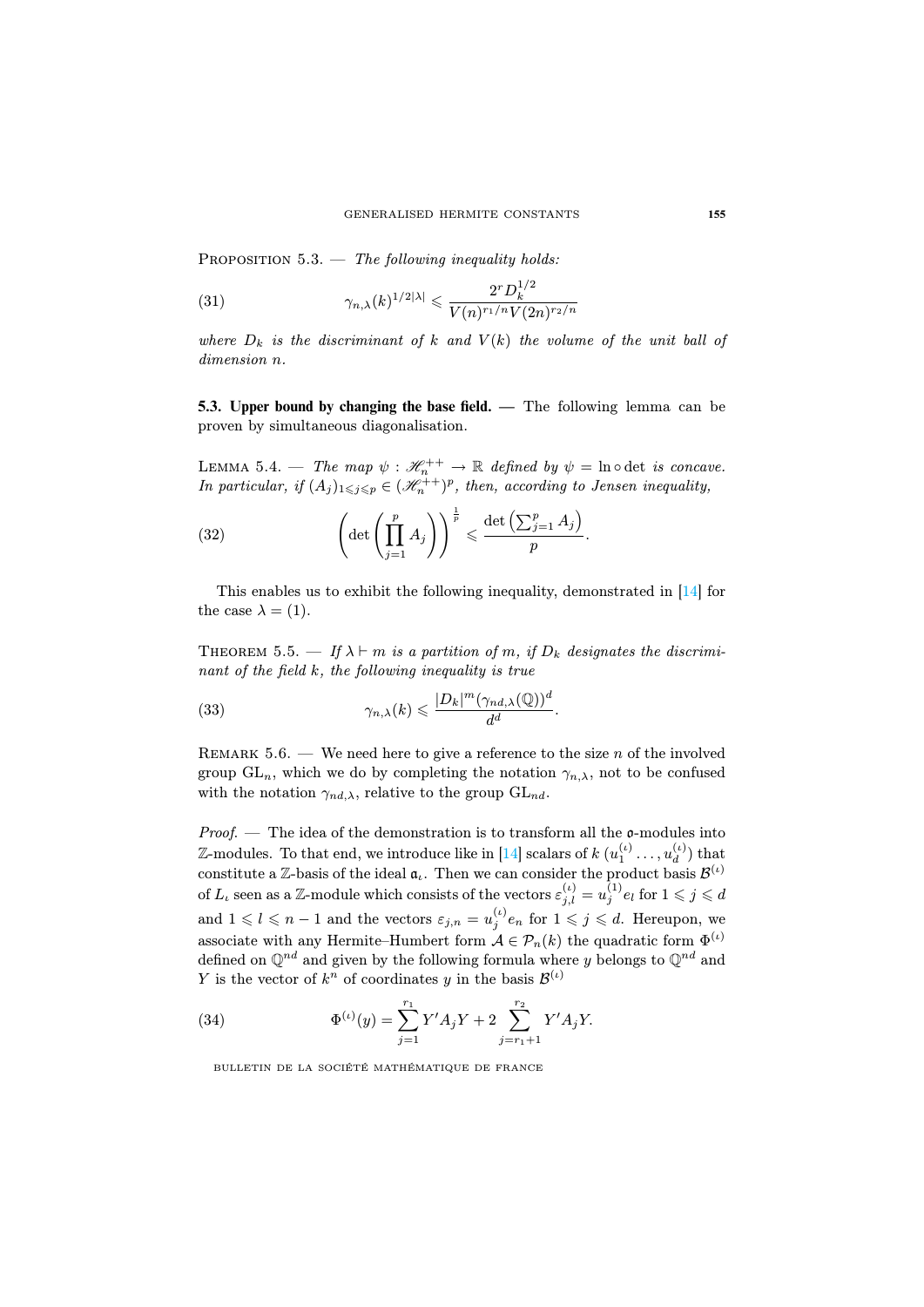Proposition 5.3. — *The following inequality holds:*

$$
\gamma_{n,\lambda}(k)^{1/2|\lambda|} \leqslant \frac{2^r D_k^{1/2}}{V(n)^{r_1/n} V(2n)^{r_2/n}} \tag{31}
$$

*where $D_k$ is the discriminant of $k$ and $V(k)$ the volume of the unit ball of dimension $n$.*

**5.3. Upper bound by changing the base field.** — The following lemma can be proven by simultaneous diagonalisation.

Lemma 5.4. — *The map $\psi : \mathscr{H}_n^{++} \to \mathbb{R}$ defined by $\psi = \ln \circ \det$ is concave. In particular, if $(A_j)_{1 \leqslant j \leqslant p} \in (\mathscr{H}_n^{++})^p$, then, according to Jensen inequality,*

$$
\left( \det \left( \prod_{j=1}^{p} A_j \right) \right)^{\frac{1}{p}} \leqslant \frac{\det \left( \sum_{j=1}^{p} A_j \right)}{p}. \tag{32}
$$

This enables us to exhibit the following inequality, demonstrated in [14] for the case $\lambda = (1)$.

Theorem 5.5. — *If $\lambda \vdash m$ is a partition of $m$, if $D_k$ designates the discriminant of the field $k$, the following inequality is true*

$$
\gamma_{n,\lambda}(k) \leqslant \frac{|D_k|^m (\gamma_{nd,\lambda}(\mathbb{Q}))^d}{d^d}. \tag{33}
$$

Remark 5.6. — We need here to give a reference to the size $n$ of the involved group $\mathrm{GL}_n$, which we do by completing the notation $\gamma_{n,\lambda}$, not to be confused with the notation $\gamma_{nd,\lambda}$, relative to the group $\mathrm{GL}_{nd}$.

*Proof.* — The idea of the demonstration is to transform all the $\mathfrak{o}$-modules into $\mathbb{Z}$-modules. To that end, we introduce like in [14] scalars of $k$ $(u_1^{(\iota)} \dots, u_d^{(\iota)})$ that constitute a $\mathbb{Z}$-basis of the ideal $\mathfrak{a}_\iota$. Then we can consider the product basis $\mathcal{B}^{(\iota)}$ of $L_\iota$ seen as a $\mathbb{Z}$-module which consists of the vectors $\varepsilon_{j,l}^{(\iota)} = u_j^{(1)} e_l$ for $1 \leqslant j \leqslant d$ and $1 \leqslant l \leqslant n-1$ and the vectors $\varepsilon_{j,n} = u_j^{(\iota)} e_n$ for $1 \leqslant j \leqslant d$. Hereupon, we associate with any Hermite–Humbert form $\mathcal{A} \in \mathcal{P}_n(k)$ the quadratic form $\Phi^{(\iota)}$ defined on $\mathbb{Q}^{nd}$ and given by the following formula where $y$ belongs to $\mathbb{Q}^{nd}$ and $Y$ is the vector of $k^n$ of coordinates $y$ in the basis $\mathcal{B}^{(\iota)}$

$$
\Phi^{(\iota)}(y) = \sum_{j=1}^{r_1} Y' A_j Y + 2 \sum_{j=r_1+1}^{r_2} Y' A_j Y. \tag{34}
$$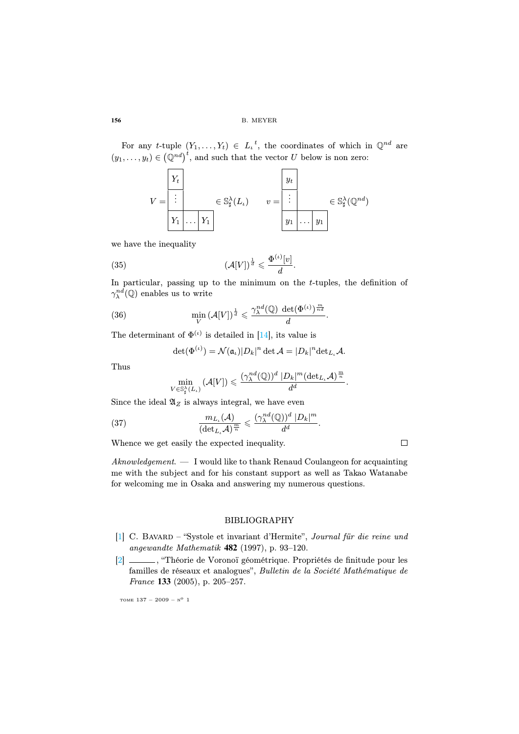For any $t$-tuple $(Y_1, \dots, Y_t) \in L_\iota{}^t$, the coordinates of which in $\mathbb{Q}^{nd}$ are $(y_1, \dots, y_t) \in (\mathbb{Q}^{nd})^t$, and such that the vector $U$ below is non zero:

$$V = \begin{array}{|c|c|c|}\hline Y_t \\ \cline{1-1} \vdots \\ \hline Y_1 & \dots & Y_1 \\ \hline \end{array} \in \mathbb{S}_\sharp^\lambda(L_\iota) \qquad v = \begin{array}{|c|c|c|}\hline y_t \\ \cline{1-1} \vdots \\ \hline y_1 & \dots & y_1 \\ \hline \end{array} \in \mathbb{S}_\sharp^\lambda(\mathbb{Q}^{nd})$$

we have the inequality

$$(\mathcal{A}[V])^{\frac{1}{d}} \leqslant \frac{\Phi^{(\iota)}[v]}{d}. \tag{35}$$

In particular, passing up to the minimum on the $t$-tuples, the definition of $\gamma_\lambda^{nd}(\mathbb{Q})$ enables us to write

$$\min_V (\mathcal{A}[V])^{\frac{1}{d}} \leqslant \frac{\gamma_\lambda^{nd}(\mathbb{Q}) \ \det(\Phi^{(\iota)})^{\frac{m}{nd}}}{d}. \tag{36}$$

The determinant of $\Phi^{(\iota)}$ is detailed in [14], its value is

$$\det(\Phi^{(\iota)}) = \mathcal{N}(\mathfrak{a}_\iota)|D_k|^n \det \mathcal{A} = |D_k|^n \mathrm{det}_{L_\iota} \mathcal{A}.$$

Thus

$$\min_{V \in \mathbb{S}_\sharp^\lambda(L_\iota)} (\mathcal{A}[V]) \leqslant \frac{(\gamma_\lambda^{nd}(\mathbb{Q}))^d \ |D_k|^m (\mathrm{det}_{L_\iota} \mathcal{A})^{\frac{m}{n}}}{d^d}.$$

Since the ideal $\mathfrak{A}_Z$ is always integral, we have even

$$\frac{m_{L_\iota}(\mathcal{A})}{(\mathrm{det}_{L_\iota} \mathcal{A})^{\frac{m}{n}}} \leqslant \frac{(\gamma_\lambda^{nd}(\mathbb{Q}))^d \ |D_k|^m}{d^d}. \tag{37}$$

Whence we get easily the expected inequality. □

*Aknowledgement*. — I would like to thank Renaud Coulangeon for acquainting me with the subject and for his constant support as well as Takao Watanabe for welcoming me in Osaka and answering my numerous questions.

## BIBLIOGRAPHY

[1] C. Bavard – "Systole et invariant d'Hermite", *Journal für die reine und angewandte Mathematik* **482** (1997), p. 93–120.

[2] ———, "Théorie de Voronoï géométrique. Propriétés de finitude pour les familles de réseaux et analogues", *Bulletin de la Société Mathématique de France* **133** (2005), p. 205–257.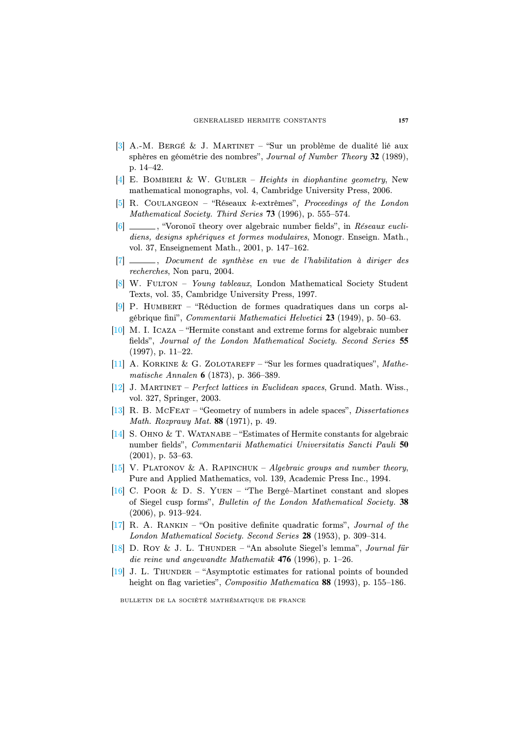[3] A.-M. Bergé & J. Martinet – "Sur un problème de dualité lié aux sphères en géométrie des nombres", *Journal of Number Theory* **32** (1989), p. 14–42.

[4] E. Bombieri & W. Gubler – *Heights in diophantine geometry*, New mathematical monographs, vol. 4, Cambridge University Press, 2006.

[5] R. Coulangeon – "Réseaux $k$-extrêmes", *Proceedings of the London Mathematical Society. Third Series* **73** (1996), p. 555–574.

[6] ______, "Voronoï theory over algebraic number fields", in *Réseaux euclidiens, designs sphériques et formes modulaires*, Monogr. Enseign. Math., vol. 37, Enseignement Math., 2001, p. 147–162.

[7] ______, *Document de synthèse en vue de l'habilitation à diriger des recherches*, Non paru, 2004.

[8] W. Fulton – *Young tableaux*, London Mathematical Society Student Texts, vol. 35, Cambridge University Press, 1997.

[9] P. Humbert – "Réduction de formes quadratiques dans un corps algébrique fini", *Commentarii Mathematici Helvetici* **23** (1949), p. 50–63.

[10] M. I. Icaza – "Hermite constant and extreme forms for algebraic number fields", *Journal of the London Mathematical Society. Second Series* **55** (1997), p. 11–22.

[11] A. Korkine & G. Zolotareff – "Sur les formes quadratiques", *Mathematische Annalen* **6** (1873), p. 366–389.

[12] J. Martinet – *Perfect lattices in Euclidean spaces*, Grund. Math. Wiss., vol. 327, Springer, 2003.

[13] R. B. McFeat – "Geometry of numbers in adele spaces", *Dissertationes Math. Rozprawy Mat.* **88** (1971), p. 49.

[14] S. Ohno & T. Watanabe – "Estimates of Hermite constants for algebraic number fields", *Commentarii Mathematici Universitatis Sancti Pauli* **50** (2001), p. 53–63.

[15] V. Platonov & A. Rapinchuk – *Algebraic groups and number theory*, Pure and Applied Mathematics, vol. 139, Academic Press Inc., 1994.

[16] C. Poor & D. S. Yuen – "The Bergé–Martinet constant and slopes of Siegel cusp forms", *Bulletin of the London Mathematical Society.* **38** (2006), p. 913–924.

[17] R. A. Rankin – "On positive definite quadratic forms", *Journal of the London Mathematical Society. Second Series* **28** (1953), p. 309–314.

[18] D. Roy & J. L. Thunder – "An absolute Siegel's lemma", *Journal für die reine und angewandte Mathematik* **476** (1996), p. 1–26.

[19] J. L. Thunder – "Asymptotic estimates for rational points of bounded height on flag varieties", *Compositio Mathematica* **88** (1993), p. 155–186.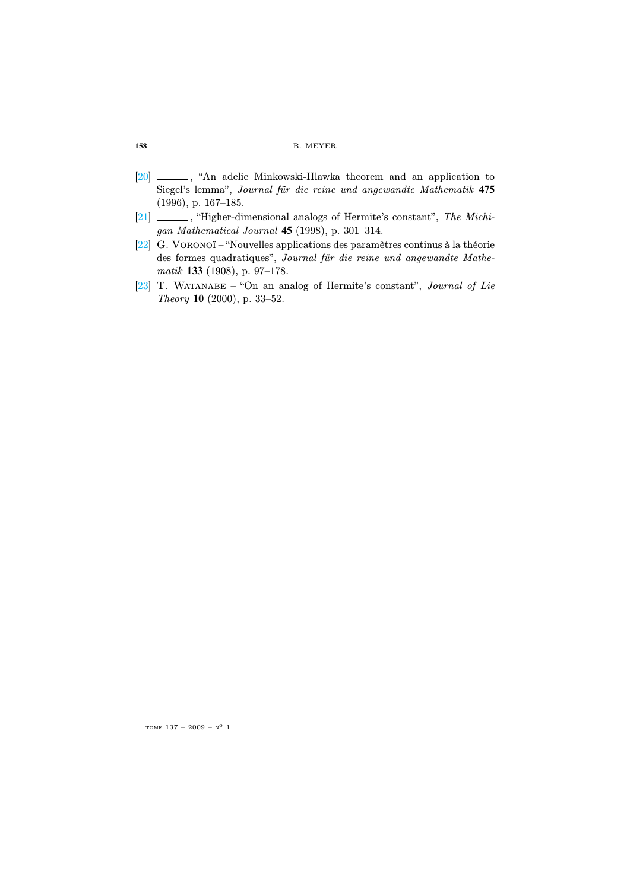[20] ______, "An adelic Minkowski-Hlawka theorem and an application to Siegel's lemma", *Journal für die reine und angewandte Mathematik* **475** (1996), p. 167–185.

[21] ______, "Higher-dimensional analogs of Hermite's constant", *The Michigan Mathematical Journal* **45** (1998), p. 301–314.

[22] G. Voronoï – "Nouvelles applications des paramètres continus à la théorie des formes quadratiques", *Journal für die reine und angewandte Mathematik* **133** (1908), p. 97–178.

[23] T. Watanabe – "On an analog of Hermite's constant", *Journal of Lie Theory* **10** (2000), p. 33–52.